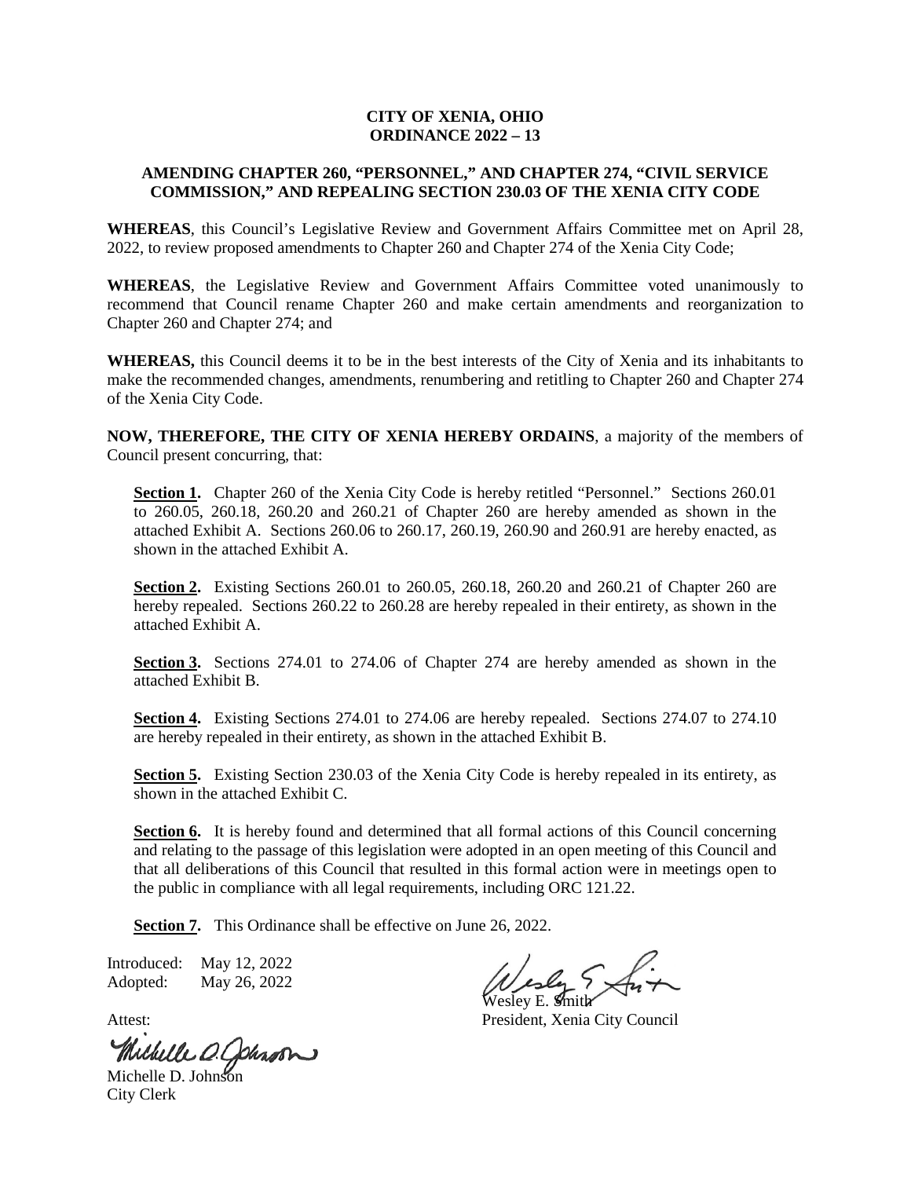**CITY OF XENIA, OHIO**
**ORDINANCE 2022 – 13**

**AMENDING CHAPTER 260, "PERSONNEL," AND CHAPTER 274, "CIVIL SERVICE COMMISSION," AND REPEALING SECTION 230.03 OF THE XENIA CITY CODE**

**WHEREAS**, this Council's Legislative Review and Government Affairs Committee met on April 28, 2022, to review proposed amendments to Chapter 260 and Chapter 274 of the Xenia City Code;

**WHEREAS**, the Legislative Review and Government Affairs Committee voted unanimously to recommend that Council rename Chapter 260 and make certain amendments and reorganization to Chapter 260 and Chapter 274; and

**WHEREAS,** this Council deems it to be in the best interests of the City of Xenia and its inhabitants to make the recommended changes, amendments, renumbering and retitling to Chapter 260 and Chapter 274 of the Xenia City Code.

**NOW, THEREFORE, THE CITY OF XENIA HEREBY ORDAINS**, a majority of the members of Council present concurring, that:

**Section 1.** Chapter 260 of the Xenia City Code is hereby retitled "Personnel." Sections 260.01 to 260.05, 260.18, 260.20 and 260.21 of Chapter 260 are hereby amended as shown in the attached Exhibit A. Sections 260.06 to 260.17, 260.19, 260.90 and 260.91 are hereby enacted, as shown in the attached Exhibit A.

**Section 2.** Existing Sections 260.01 to 260.05, 260.18, 260.20 and 260.21 of Chapter 260 are hereby repealed. Sections 260.22 to 260.28 are hereby repealed in their entirety, as shown in the attached Exhibit A.

**Section 3.** Sections 274.01 to 274.06 of Chapter 274 are hereby amended as shown in the attached Exhibit B.

**Section 4.** Existing Sections 274.01 to 274.06 are hereby repealed. Sections 274.07 to 274.10 are hereby repealed in their entirety, as shown in the attached Exhibit B.

**Section 5.** Existing Section 230.03 of the Xenia City Code is hereby repealed in its entirety, as shown in the attached Exhibit C.

**Section 6.** It is hereby found and determined that all formal actions of this Council concerning and relating to the passage of this legislation were adopted in an open meeting of this Council and that all deliberations of this Council that resulted in this formal action were in meetings open to the public in compliance with all legal requirements, including ORC 121.22.

**Section 7.** This Ordinance shall be effective on June 26, 2022.

Introduced: May 12, 2022
Adopted: May 26, 2022

Wesley E. Smith
President, Xenia City Council

Attest:

Michelle D. Johnson
City Clerk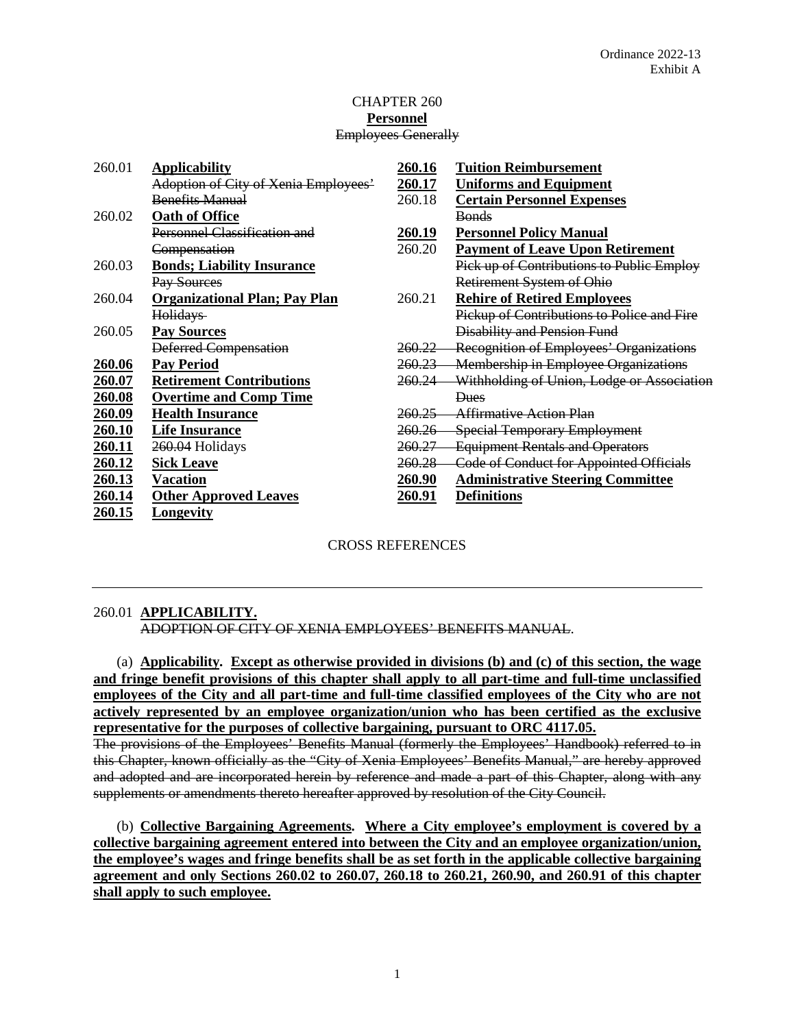Ordinance 2022-13
Exhibit A

# CHAPTER 260
## **Personnel**
~~Employees Generally~~

| | | | |
|---|---|---|---|
| 260.01 | **Applicability** | **260.16** | **Tuition Reimbursement** |
| | ~~Adoption of City of Xenia Employees' Benefits Manual~~ | **260.17** | **Uniforms and Equipment** |
| 260.02 | **Oath of Office** | 260.18 | **Certain Personnel Expenses** ~~Bonds~~ |
| | ~~Personnel Classification and Compensation~~ | **260.19** | **Personnel Policy Manual** |
| 260.03 | **Bonds; Liability Insurance** | 260.20 | **Payment of Leave Upon Retirement** |
| | ~~Pay Sources~~ | | ~~Pick up of Contributions to Public Employ Retirement System of Ohio~~ |
| 260.04 | **Organizational Plan; Pay Plan** | 260.21 | **Rehire of Retired Employees** |
| | ~~Holidays~~ | | ~~Pickup of Contributions to Police and Fire Disability and Pension Fund~~ |
| 260.05 | **Pay Sources** | ~~260.22~~ | ~~Recognition of Employees' Organizations~~ |
| | ~~Deferred Compensation~~ | ~~260.23~~ | ~~Membership in Employee Organizations~~ |
| **260.06** | **Pay Period** | ~~260.24~~ | ~~Withholding of Union, Lodge or Association Dues~~ |
| **260.07** | **Retirement Contributions** | ~~260.25~~ | ~~Affirmative Action Plan~~ |
| **260.08** | **Overtime and Comp Time** | ~~260.26~~ | ~~Special Temporary Employment~~ |
| **260.09** | **Health Insurance** | ~~260.27~~ | ~~Equipment Rentals and Operators~~ |
| **260.10** | **Life Insurance** | ~~260.28~~ | ~~Code of Conduct for Appointed Officials~~ |
| **260.11** | ~~260.04~~ Holidays | **260.90** | **Administrative Steering Committee** |
| **260.12** | **Sick Leave** | **260.91** | **Definitions** |
| **260.13** | **Vacation** | | |
| **260.14** | **Other Approved Leaves** | | |
| **260.15** | **Longevity** | | |

CROSS REFERENCES

---

### 260.01 **APPLICABILITY.**
~~ADOPTION OF CITY OF XENIA EMPLOYEES' BENEFITS MANUAL.~~

(a) **Applicability. Except as otherwise provided in divisions (b) and (c) of this section, the wage and fringe benefit provisions of this chapter shall apply to all part-time and full-time unclassified employees of the City and all part-time and full-time classified employees of the City who are not actively represented by an employee organization/union who has been certified as the exclusive representative for the purposes of collective bargaining, pursuant to ORC 4117.05.**
~~The provisions of the Employees' Benefits Manual (formerly the Employees' Handbook) referred to in this Chapter, known officially as the "City of Xenia Employees' Benefits Manual," are hereby approved and adopted and are incorporated herein by reference and made a part of this Chapter, along with any supplements or amendments thereto hereafter approved by resolution of the City Council.~~

(b) **Collective Bargaining Agreements. Where a City employee's employment is covered by a collective bargaining agreement entered into between the City and an employee organization/union, the employee's wages and fringe benefits shall be as set forth in the applicable collective bargaining agreement and only Sections 260.02 to 260.07, 260.18 to 260.21, 260.90, and 260.91 of this chapter shall apply to such employee.**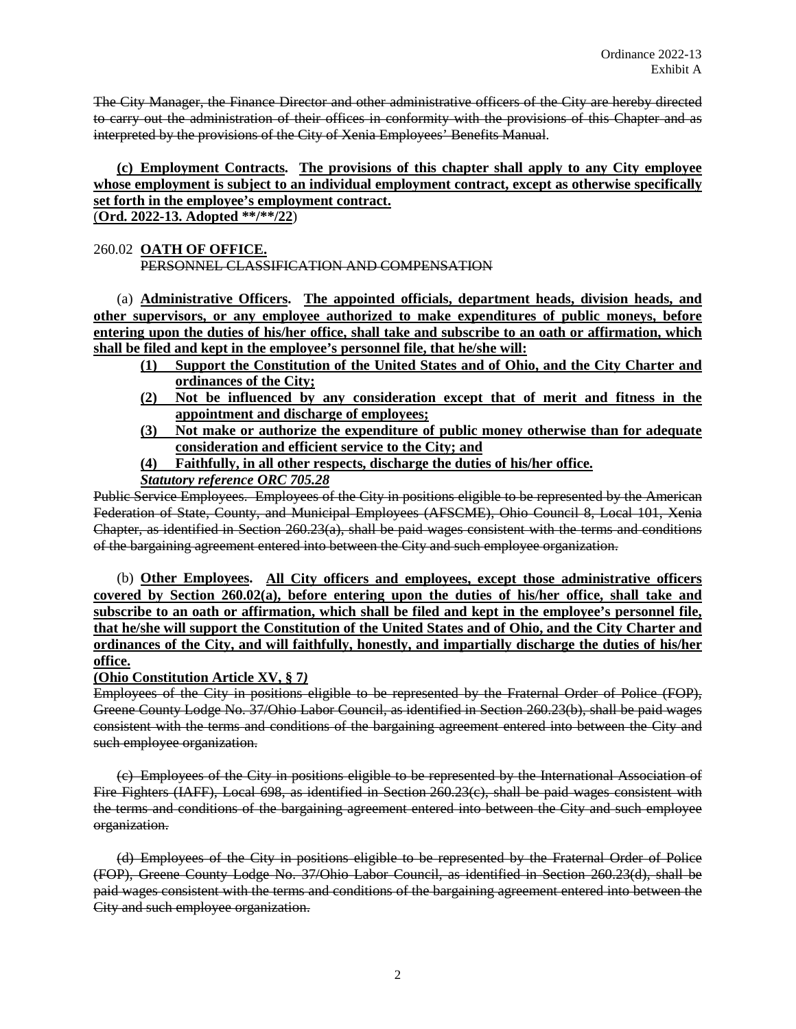~~The City Manager, the Finance Director and other administrative officers of the City are hereby directed to carry out the administration of their offices in conformity with the provisions of this Chapter and as interpreted by the provisions of the City of Xenia Employees' Benefits Manual.~~

**(c) Employment Contracts. The provisions of this chapter shall apply to any City employee whose employment is subject to an individual employment contract, except as otherwise specifically set forth in the employee's employment contract.**
(**Ord. 2022-13. Adopted \*\*/\*\*/22**)

260.02 **OATH OF OFFICE.**
~~PERSONNEL CLASSIFICATION AND COMPENSATION~~

(a) **Administrative Officers. The appointed officials, department heads, division heads, and other supervisors, or any employee authorized to make expenditures of public moneys, before entering upon the duties of his/her office, shall take and subscribe to an oath or affirmation, which shall be filed and kept in the employee's personnel file, that he/she will:**

- **(1) Support the Constitution of the United States and of Ohio, and the City Charter and ordinances of the City;**
- **(2) Not be influenced by any consideration except that of merit and fitness in the appointment and discharge of employees;**
- **(3) Not make or authorize the expenditure of public money otherwise than for adequate consideration and efficient service to the City; and**
- **(4) Faithfully, in all other respects, discharge the duties of his/her office.**

***Statutory reference ORC 705.28***

~~Public Service Employees. Employees of the City in positions eligible to be represented by the American Federation of State, County, and Municipal Employees (AFSCME), Ohio Council 8, Local 101, Xenia Chapter, as identified in Section 260.23(a), shall be paid wages consistent with the terms and conditions of the bargaining agreement entered into between the City and such employee organization.~~

(b) **Other Employees. All City officers and employees, except those administrative officers covered by Section 260.02(a), before entering upon the duties of his/her office, shall take and subscribe to an oath or affirmation, which shall be filed and kept in the employee's personnel file, that he/she will support the Constitution of the United States and of Ohio, and the City Charter and ordinances of the City, and will faithfully, honestly, and impartially discharge the duties of his/her office.**

**(Ohio Constitution Article XV, § 7)**

~~Employees of the City in positions eligible to be represented by the Fraternal Order of Police (FOP), Greene County Lodge No. 37/Ohio Labor Council, as identified in Section 260.23(b), shall be paid wages consistent with the terms and conditions of the bargaining agreement entered into between the City and such employee organization.~~

~~(c) Employees of the City in positions eligible to be represented by the International Association of Fire Fighters (IAFF), Local 698, as identified in Section 260.23(c), shall be paid wages consistent with the terms and conditions of the bargaining agreement entered into between the City and such employee organization.~~

~~(d) Employees of the City in positions eligible to be represented by the Fraternal Order of Police (FOP), Greene County Lodge No. 37/Ohio Labor Council, as identified in Section 260.23(d), shall be paid wages consistent with the terms and conditions of the bargaining agreement entered into between the City and such employee organization.~~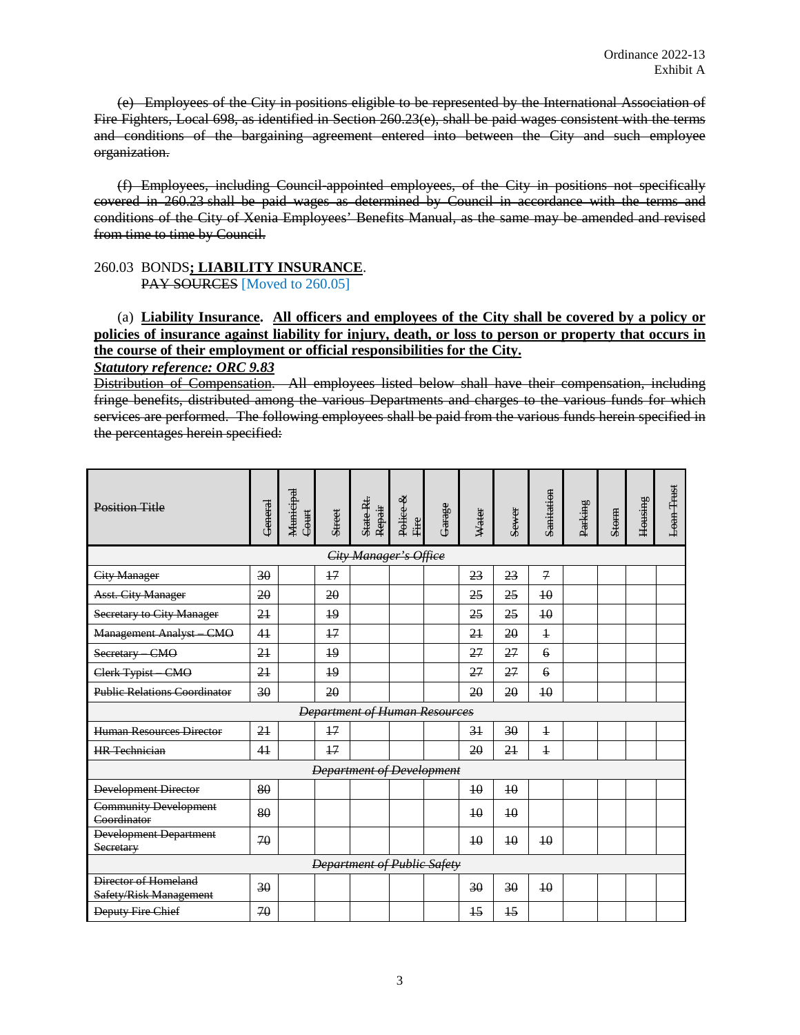Ordinance 2022-13
Exhibit A

~~(e) Employees of the City in positions eligible to be represented by the International Association of Fire Fighters, Local 698, as identified in Section 260.23(e), shall be paid wages consistent with the terms and conditions of the bargaining agreement entered into between the City and such employee organization.~~

~~(f) Employees, including Council-appointed employees, of the City in positions not specifically covered in 260.23 shall be paid wages as determined by Council in accordance with the terms and conditions of the City of Xenia Employees' Benefits Manual, as the same may be amended and revised from time to time by Council.~~

260.03 BONDS**; LIABILITY INSURANCE**.
~~PAY SOURCES~~ [Moved to 260.05]

(a) **Liability Insurance. All officers and employees of the City shall be covered by a policy or policies of insurance against liability for injury, death, or loss to person or property that occurs in the course of their employment or official responsibilities for the City.**
***Statutory reference: ORC 9.83***
~~Distribution of Compensation. All employees listed below shall have their compensation, including fringe benefits, distributed among the various Departments and charges to the various funds for which services are performed. The following employees shall be paid from the various funds herein specified in the percentages herein specified:~~

| ~~Position Title~~ | ~~General~~ | ~~Municipal Court~~ | ~~Street~~ | ~~State Rt. Repair~~ | ~~Police & Fire~~ | ~~Garage~~ | ~~Water~~ | ~~Sewer~~ | ~~Sanitation~~ | ~~Parking~~ | ~~Storm~~ | ~~Housing~~ | ~~Loan Trust~~ |
|---|---|---|---|---|---|---|---|---|---|---|---|---|---|
| ***~~City Manager's Office~~*** | | | | | | | | | | | | | |
| ~~City Manager~~ | ~~30~~ | | ~~17~~ | | | | ~~23~~ | ~~23~~ | ~~7~~ | | | | |
| ~~Asst. City Manager~~ | ~~20~~ | | ~~20~~ | | | | ~~25~~ | ~~25~~ | ~~10~~ | | | | |
| ~~Secretary to City Manager~~ | ~~21~~ | | ~~19~~ | | | | ~~25~~ | ~~25~~ | ~~10~~ | | | | |
| ~~Management Analyst – CMO~~ | ~~41~~ | | ~~17~~ | | | | ~~21~~ | ~~20~~ | ~~1~~ | | | | |
| ~~Secretary – CMO~~ | ~~21~~ | | ~~19~~ | | | | ~~27~~ | ~~27~~ | ~~6~~ | | | | |
| ~~Clerk Typist – CMO~~ | ~~21~~ | | ~~19~~ | | | | ~~27~~ | ~~27~~ | ~~6~~ | | | | |
| ~~Public Relations Coordinator~~ | ~~30~~ | | ~~20~~ | | | | ~~20~~ | ~~20~~ | ~~10~~ | | | | |
| ***~~Department of Human Resources~~*** | | | | | | | | | | | | | |
| ~~Human Resources Director~~ | ~~21~~ | | ~~17~~ | | | | ~~31~~ | ~~30~~ | ~~1~~ | | | | |
| ~~HR Technician~~ | ~~41~~ | | ~~17~~ | | | | ~~20~~ | ~~21~~ | ~~1~~ | | | | |
| ***~~Department of Development~~*** | | | | | | | | | | | | | |
| ~~Development Director~~ | ~~80~~ | | | | | | ~~10~~ | ~~10~~ | | | | | |
| ~~Community Development Coordinator~~ | ~~80~~ | | | | | | ~~10~~ | ~~10~~ | | | | | |
| ~~Development Department Secretary~~ | ~~70~~ | | | | | | ~~10~~ | ~~10~~ | ~~10~~ | | | | |
| ***~~Department of Public Safety~~*** | | | | | | | | | | | | | |
| ~~Director of Homeland Safety/Risk Management~~ | ~~30~~ | | | | | | ~~30~~ | ~~30~~ | ~~10~~ | | | | |
| ~~Deputy Fire Chief~~ | ~~70~~ | | | | | | ~~15~~ | ~~15~~ | | | | | |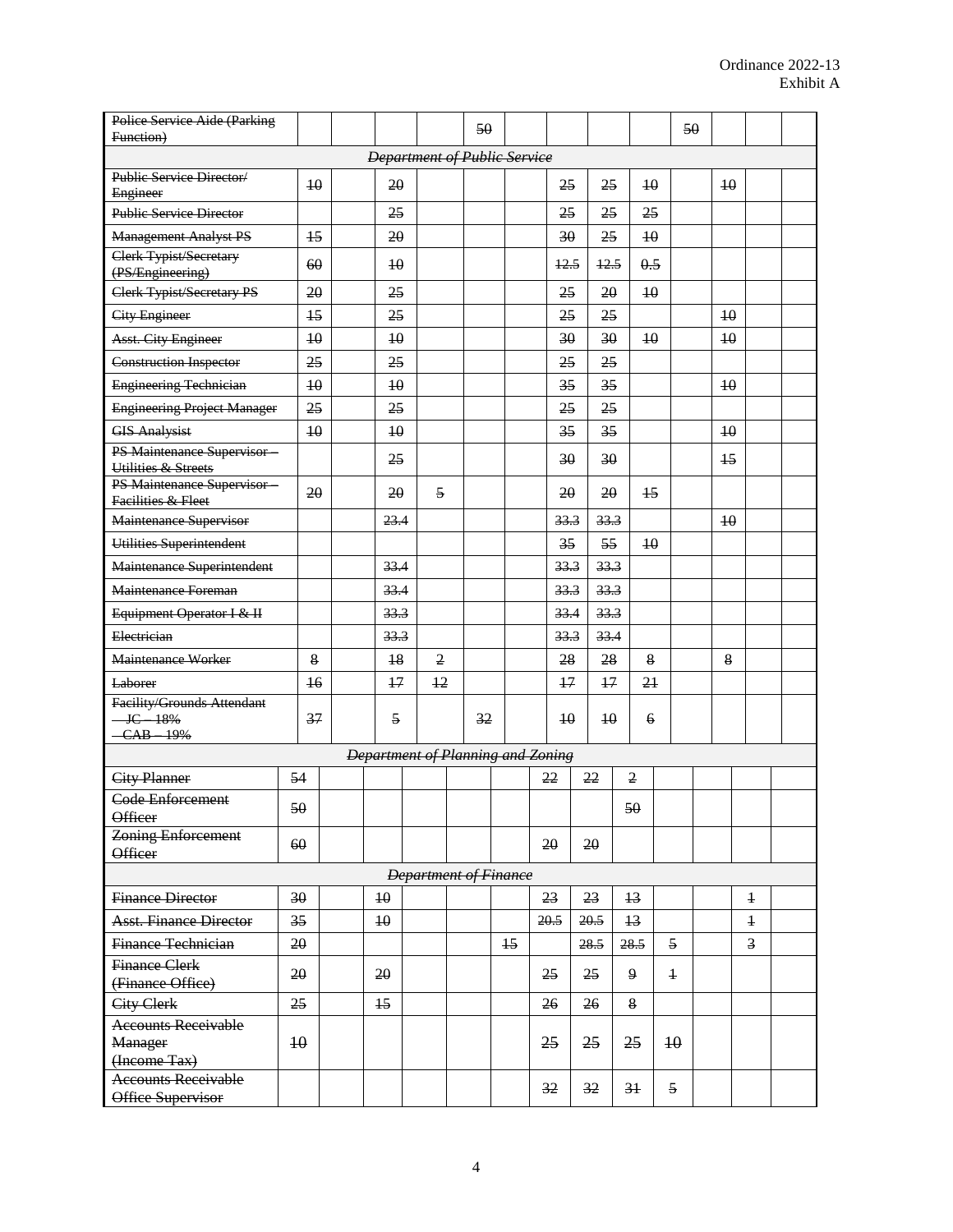| | | | | | | | | | | | | | |
|---|---|---|---|---|---|---|---|---|---|---|---|---|---|
| ~~Police Service Aide (Parking Function)~~ | | | | | ~~50~~ | | | | | ~~50~~ | | | |
| ***~~Department of Public Service~~*** | | | | | | | | | | | | | |
| ~~Public Service Director/ Engineer~~ | ~~10~~ | | ~~20~~ | | | | ~~25~~ | ~~25~~ | ~~10~~ | | ~~10~~ | | |
| ~~Public Service Director~~ | | | ~~25~~ | | | | ~~25~~ | ~~25~~ | ~~25~~ | | | | |
| ~~Management Analyst PS~~ | ~~15~~ | | ~~20~~ | | | | ~~30~~ | ~~25~~ | ~~10~~ | | | | |
| ~~Clerk Typist/Secretary (PS/Engineering)~~ | ~~60~~ | | ~~10~~ | | | | ~~12.5~~ | ~~12.5~~ | ~~0.5~~ | | | | |
| ~~Clerk Typist/Secretary PS~~ | ~~20~~ | | ~~25~~ | | | | ~~25~~ | ~~20~~ | ~~10~~ | | | | |
| ~~City Engineer~~ | ~~15~~ | | ~~25~~ | | | | ~~25~~ | ~~25~~ | | | ~~10~~ | | |
| ~~Asst. City Engineer~~ | ~~10~~ | | ~~10~~ | | | | ~~30~~ | ~~30~~ | ~~10~~ | | ~~10~~ | | |
| ~~Construction Inspector~~ | ~~25~~ | | ~~25~~ | | | | ~~25~~ | ~~25~~ | | | | | |
| ~~Engineering Technician~~ | ~~10~~ | | ~~10~~ | | | | ~~35~~ | ~~35~~ | | | ~~10~~ | | |
| ~~Engineering Project Manager~~ | ~~25~~ | | ~~25~~ | | | | ~~25~~ | ~~25~~ | | | | | |
| ~~GIS Analysist~~ | ~~10~~ | | ~~10~~ | | | | ~~35~~ | ~~35~~ | | | ~~10~~ | | |
| ~~PS Maintenance Supervisor – Utilities & Streets~~ | | | ~~25~~ | | | | ~~30~~ | ~~30~~ | | | ~~15~~ | | |
| ~~PS Maintenance Supervisor – Facilities & Fleet~~ | ~~20~~ | | ~~20~~ | ~~5~~ | | | ~~20~~ | ~~20~~ | ~~15~~ | | | | |
| ~~Maintenance Supervisor~~ | | | ~~23.4~~ | | | | ~~33.3~~ | ~~33.3~~ | | | ~~10~~ | | |
| ~~Utilities Superintendent~~ | | | | | | | ~~35~~ | ~~55~~ | ~~10~~ | | | | |
| ~~Maintenance Superintendent~~ | | | ~~33.4~~ | | | | ~~33.3~~ | ~~33.3~~ | | | | | |
| ~~Maintenance Foreman~~ | | | ~~33.4~~ | | | | ~~33.3~~ | ~~33.3~~ | | | | | |
| ~~Equipment Operator I & II~~ | | | ~~33.3~~ | | | | ~~33.4~~ | ~~33.3~~ | | | | | |
| ~~Electrician~~ | | | ~~33.3~~ | | | | ~~33.3~~ | ~~33.4~~ | | | | | |
| ~~Maintenance Worker~~ | ~~8~~ | | ~~18~~ | ~~2~~ | | | ~~28~~ | ~~28~~ | ~~8~~ | | ~~8~~ | | |
| ~~Laborer~~ | ~~16~~ | | ~~17~~ | ~~12~~ | | | ~~17~~ | ~~17~~ | ~~21~~ | | | | |
| ~~Facility/Grounds Attendant – JC – 18% – CAB – 19%~~ | ~~37~~ | | ~~5~~ | | ~~32~~ | | ~~10~~ | ~~10~~ | ~~6~~ | | | | |
| ***~~Department of Planning and Zoning~~*** | | | | | | | | | | | | | |
| ~~City Planner~~ | ~~54~~ | | | | | | ~~22~~ | ~~22~~ | ~~2~~ | | | | |
| ~~Code Enforcement Officer~~ | ~~50~~ | | | | | | | | ~~50~~ | | | | |
| ~~Zoning Enforcement Officer~~ | ~~60~~ | | | | | | ~~20~~ | ~~20~~ | | | | | |
| ***~~Department of Finance~~*** | | | | | | | | | | | | | |
| ~~Finance Director~~ | ~~30~~ | | ~~10~~ | | | | ~~23~~ | ~~23~~ | ~~13~~ | | | ~~1~~ | |
| ~~Asst. Finance Director~~ | ~~35~~ | | ~~10~~ | | | | ~~20.5~~ | ~~20.5~~ | ~~13~~ | | | ~~1~~ | |
| ~~Finance Technician~~ | ~~20~~ | | | | | ~~15~~ | | ~~28.5~~ | ~~28.5~~ | ~~5~~ | | ~~3~~ | |
| ~~Finance Clerk (Finance Office)~~ | ~~20~~ | | ~~20~~ | | | | ~~25~~ | ~~25~~ | ~~9~~ | ~~1~~ | | | |
| ~~City Clerk~~ | ~~25~~ | | ~~15~~ | | | | ~~26~~ | ~~26~~ | ~~8~~ | | | | |
| ~~Accounts Receivable Manager (Income Tax)~~ | ~~10~~ | | | | | | ~~25~~ | ~~25~~ | ~~25~~ | ~~10~~ | | | |
| ~~Accounts Receivable Office Supervisor~~ | | | | | | | ~~32~~ | ~~32~~ | ~~31~~ | ~~5~~ | | | |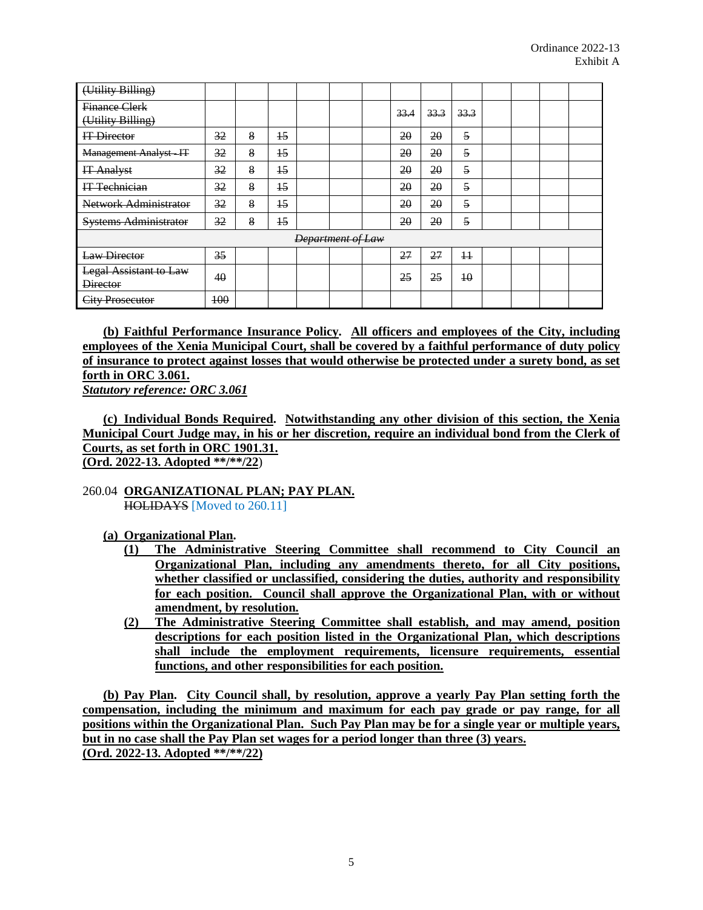Ordinance 2022-13
Exhibit A

| ~~(Utility Billing)~~ | | | | | | | | | | | | | |
|---|---|---|---|---|---|---|---|---|---|---|---|---|---|
| ~~Finance Clerk (Utility Billing)~~ | | | | | | | ~~33.4~~ | ~~33.3~~ | ~~33.3~~ | | | | |
| ~~IT Director~~ | ~~32~~ | ~~8~~ | ~~15~~ | | | | ~~20~~ | ~~20~~ | ~~5~~ | | | | |
| ~~Management Analyst - IT~~ | ~~32~~ | ~~8~~ | ~~15~~ | | | | ~~20~~ | ~~20~~ | ~~5~~ | | | | |
| ~~IT Analyst~~ | ~~32~~ | ~~8~~ | ~~15~~ | | | | ~~20~~ | ~~20~~ | ~~5~~ | | | | |
| ~~IT Technician~~ | ~~32~~ | ~~8~~ | ~~15~~ | | | | ~~20~~ | ~~20~~ | ~~5~~ | | | | |
| ~~Network Administrator~~ | ~~32~~ | ~~8~~ | ~~15~~ | | | | ~~20~~ | ~~20~~ | ~~5~~ | | | | |
| ~~Systems Administrator~~ | ~~32~~ | ~~8~~ | ~~15~~ | | | | ~~20~~ | ~~20~~ | ~~5~~ | | | | |
| | | | | ~~*Department of Law*~~ | | | | | | | | | |
| ~~Law Director~~ | ~~35~~ | | | | | | ~~27~~ | ~~27~~ | ~~11~~ | | | | |
| ~~Legal Assistant to Law Director~~ | ~~40~~ | | | | | | ~~25~~ | ~~25~~ | ~~10~~ | | | | |
| ~~City Prosecutor~~ | ~~100~~ | | | | | | | | | | | | |

**(b) Faithful Performance Insurance Policy. All officers and employees of the City, including employees of the Xenia Municipal Court, shall be covered by a faithful performance of duty policy of insurance to protect against losses that would otherwise be protected under a surety bond, as set forth in ORC 3.061.**
***Statutory reference: ORC 3.061***

**(c) Individual Bonds Required. Notwithstanding any other division of this section, the Xenia Municipal Court Judge may, in his or her discretion, require an individual bond from the Clerk of Courts, as set forth in ORC 1901.31.**
**(Ord. 2022-13. Adopted \*\*/\*\*/22)**

260.04 **ORGANIZATIONAL PLAN; PAY PLAN.**
~~HOLIDAYS~~ [Moved to 260.11]

**(a) Organizational Plan.**

**(1) The Administrative Steering Committee shall recommend to City Council an Organizational Plan, including any amendments thereto, for all City positions, whether classified or unclassified, considering the duties, authority and responsibility for each position. Council shall approve the Organizational Plan, with or without amendment, by resolution.**

**(2) The Administrative Steering Committee shall establish, and may amend, position descriptions for each position listed in the Organizational Plan, which descriptions shall include the employment requirements, licensure requirements, essential functions, and other responsibilities for each position.**

**(b) Pay Plan. City Council shall, by resolution, approve a yearly Pay Plan setting forth the compensation, including the minimum and maximum for each pay grade or pay range, for all positions within the Organizational Plan. Such Pay Plan may be for a single year or multiple years, but in no case shall the Pay Plan set wages for a period longer than three (3) years.**
**(Ord. 2022-13. Adopted \*\*/\*\*/22)**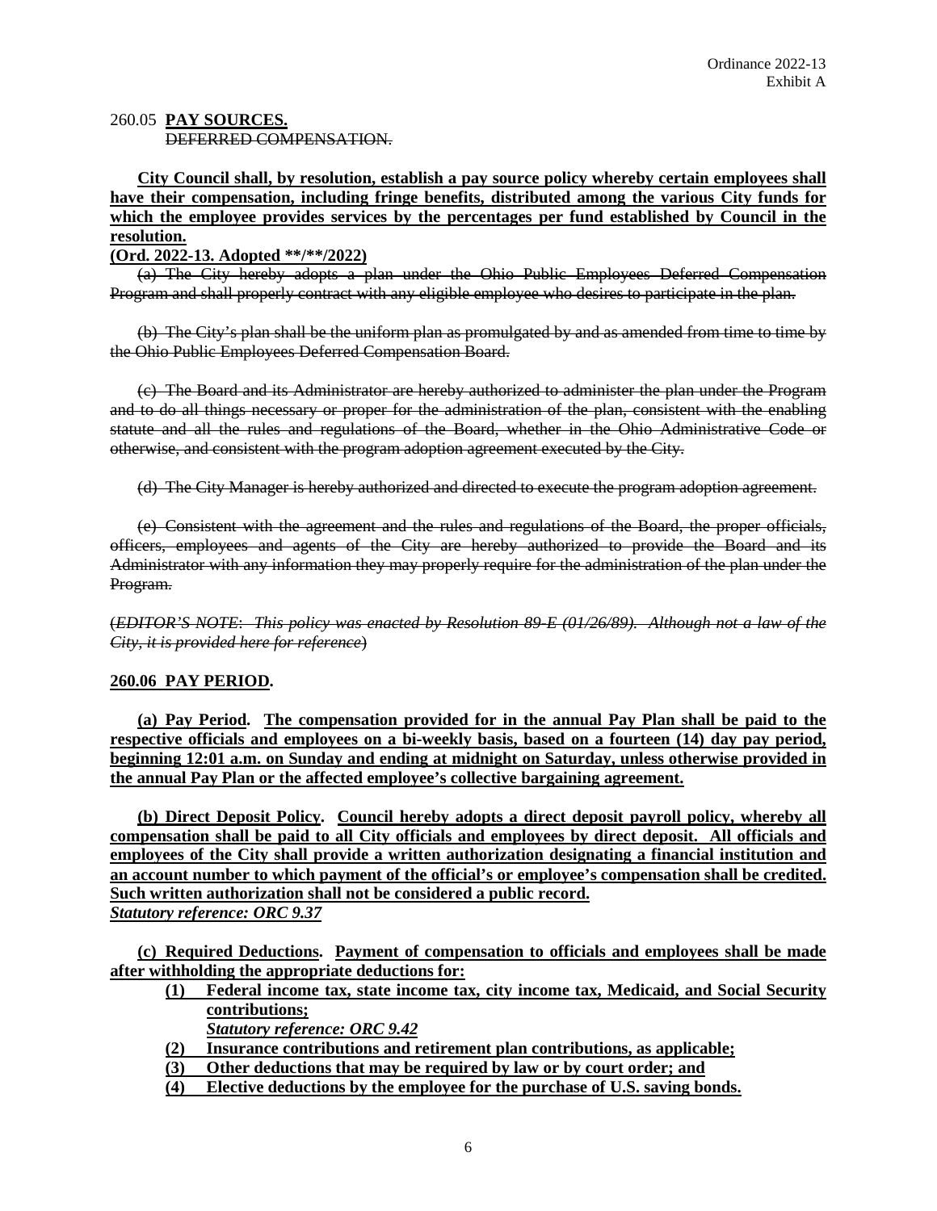Ordinance 2022-13
Exhibit A

260.05 **PAY SOURCES.**
~~DEFERRED COMPENSATION.~~

**City Council shall, by resolution, establish a pay source policy whereby certain employees shall have their compensation, including fringe benefits, distributed among the various City funds for which the employee provides services by the percentages per fund established by Council in the resolution.**

**(Ord. 2022-13. Adopted \*\*/\*\*/2022)**

~~(a) The City hereby adopts a plan under the Ohio Public Employees Deferred Compensation Program and shall properly contract with any eligible employee who desires to participate in the plan.~~

~~(b) The City's plan shall be the uniform plan as promulgated by and as amended from time to time by the Ohio Public Employees Deferred Compensation Board.~~

~~(c) The Board and its Administrator are hereby authorized to administer the plan under the Program and to do all things necessary or proper for the administration of the plan, consistent with the enabling statute and all the rules and regulations of the Board, whether in the Ohio Administrative Code or otherwise, and consistent with the program adoption agreement executed by the City.~~

~~(d) The City Manager is hereby authorized and directed to execute the program adoption agreement.~~

~~(e) Consistent with the agreement and the rules and regulations of the Board, the proper officials, officers, employees and agents of the City are hereby authorized to provide the Board and its Administrator with any information they may properly require for the administration of the plan under the Program.~~

~~(*EDITOR'S NOTE: This policy was enacted by Resolution 89-E (01/26/89). Although not a law of the City, it is provided here for reference*)~~

**260.06 PAY PERIOD.**

**(a) Pay Period. The compensation provided for in the annual Pay Plan shall be paid to the respective officials and employees on a bi-weekly basis, based on a fourteen (14) day pay period, beginning 12:01 a.m. on Sunday and ending at midnight on Saturday, unless otherwise provided in the annual Pay Plan or the affected employee's collective bargaining agreement.**

**(b) Direct Deposit Policy. Council hereby adopts a direct deposit payroll policy, whereby all compensation shall be paid to all City officials and employees by direct deposit. All officials and employees of the City shall provide a written authorization designating a financial institution and an account number to which payment of the official's or employee's compensation shall be credited. Such written authorization shall not be considered a public record.**
***Statutory reference: ORC 9.37***

**(c) Required Deductions. Payment of compensation to officials and employees shall be made after withholding the appropriate deductions for:**

**(1) Federal income tax, state income tax, city income tax, Medicaid, and Social Security contributions;**
***Statutory reference: ORC 9.42***
**(2) Insurance contributions and retirement plan contributions, as applicable;**
**(3) Other deductions that may be required by law or by court order; and**
**(4) Elective deductions by the employee for the purchase of U.S. saving bonds.**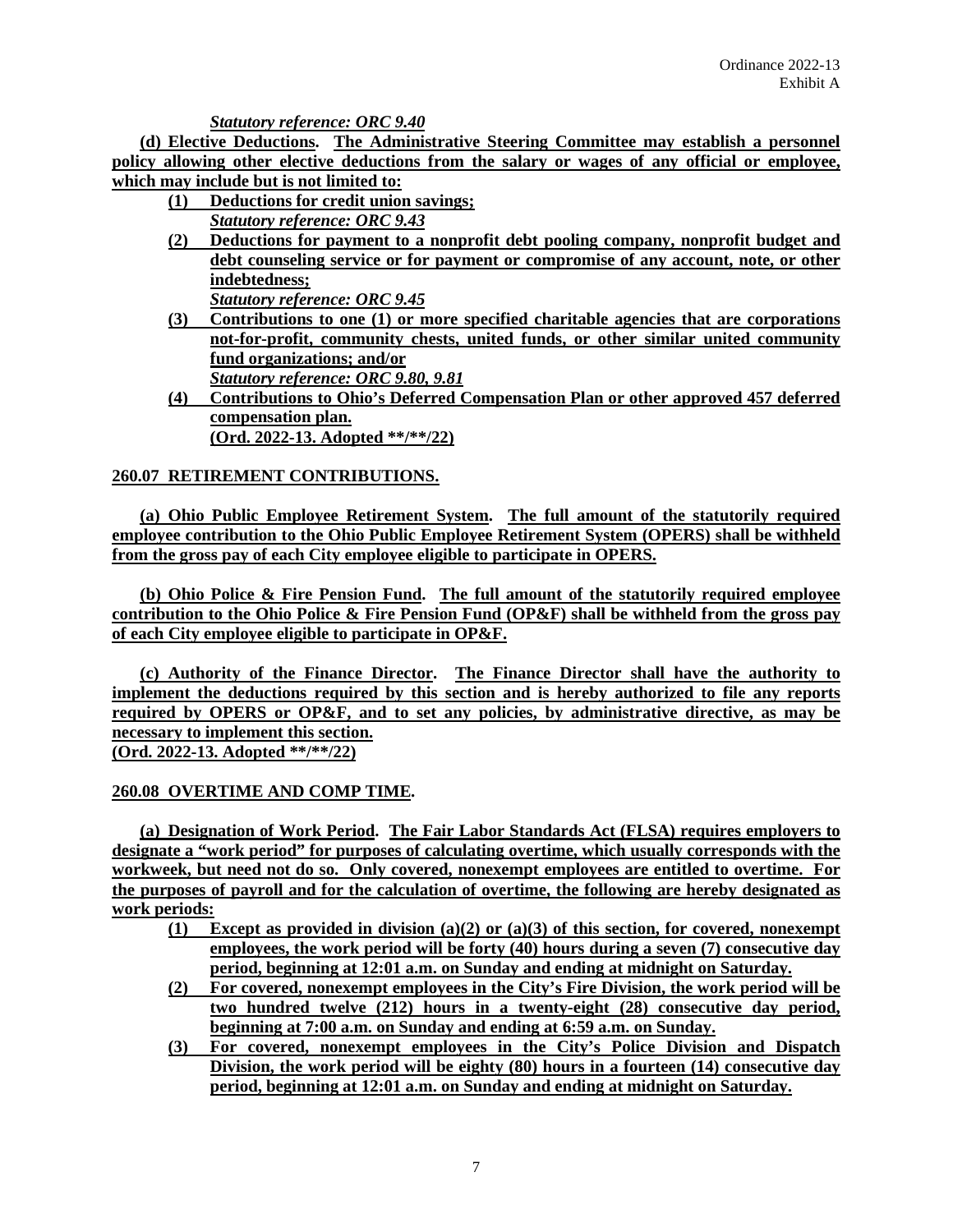*Statutory reference: ORC 9.40*

**(d) Elective Deductions. The Administrative Steering Committee may establish a personnel policy allowing other elective deductions from the salary or wages of any official or employee, which may include but is not limited to:**

**(1) Deductions for credit union savings;**
***Statutory reference: ORC 9.43***

**(2) Deductions for payment to a nonprofit debt pooling company, nonprofit budget and debt counseling service or for payment or compromise of any account, note, or other indebtedness;**
***Statutory reference: ORC 9.45***

**(3) Contributions to one (1) or more specified charitable agencies that are corporations not-for-profit, community chests, united funds, or other similar united community fund organizations; and/or**
***Statutory reference: ORC 9.80, 9.81***

**(4) Contributions to Ohio's Deferred Compensation Plan or other approved 457 deferred compensation plan.**
**(Ord. 2022-13. Adopted \*\*/\*\*/22)**

**260.07 RETIREMENT CONTRIBUTIONS.**

**(a) Ohio Public Employee Retirement System. The full amount of the statutorily required employee contribution to the Ohio Public Employee Retirement System (OPERS) shall be withheld from the gross pay of each City employee eligible to participate in OPERS.**

**(b) Ohio Police & Fire Pension Fund. The full amount of the statutorily required employee contribution to the Ohio Police & Fire Pension Fund (OP&F) shall be withheld from the gross pay of each City employee eligible to participate in OP&F.**

**(c) Authority of the Finance Director. The Finance Director shall have the authority to implement the deductions required by this section and is hereby authorized to file any reports required by OPERS or OP&F, and to set any policies, by administrative directive, as may be necessary to implement this section.**
**(Ord. 2022-13. Adopted \*\*/\*\*/22)**

**260.08 OVERTIME AND COMP TIME.**

**(a) Designation of Work Period. The Fair Labor Standards Act (FLSA) requires employers to designate a "work period" for purposes of calculating overtime, which usually corresponds with the workweek, but need not do so. Only covered, nonexempt employees are entitled to overtime. For the purposes of payroll and for the calculation of overtime, the following are hereby designated as work periods:**

**(1) Except as provided in division (a)(2) or (a)(3) of this section, for covered, nonexempt employees, the work period will be forty (40) hours during a seven (7) consecutive day period, beginning at 12:01 a.m. on Sunday and ending at midnight on Saturday.**

**(2) For covered, nonexempt employees in the City's Fire Division, the work period will be two hundred twelve (212) hours in a twenty-eight (28) consecutive day period, beginning at 7:00 a.m. on Sunday and ending at 6:59 a.m. on Sunday.**

**(3) For covered, nonexempt employees in the City's Police Division and Dispatch Division, the work period will be eighty (80) hours in a fourteen (14) consecutive day period, beginning at 12:01 a.m. on Sunday and ending at midnight on Saturday.**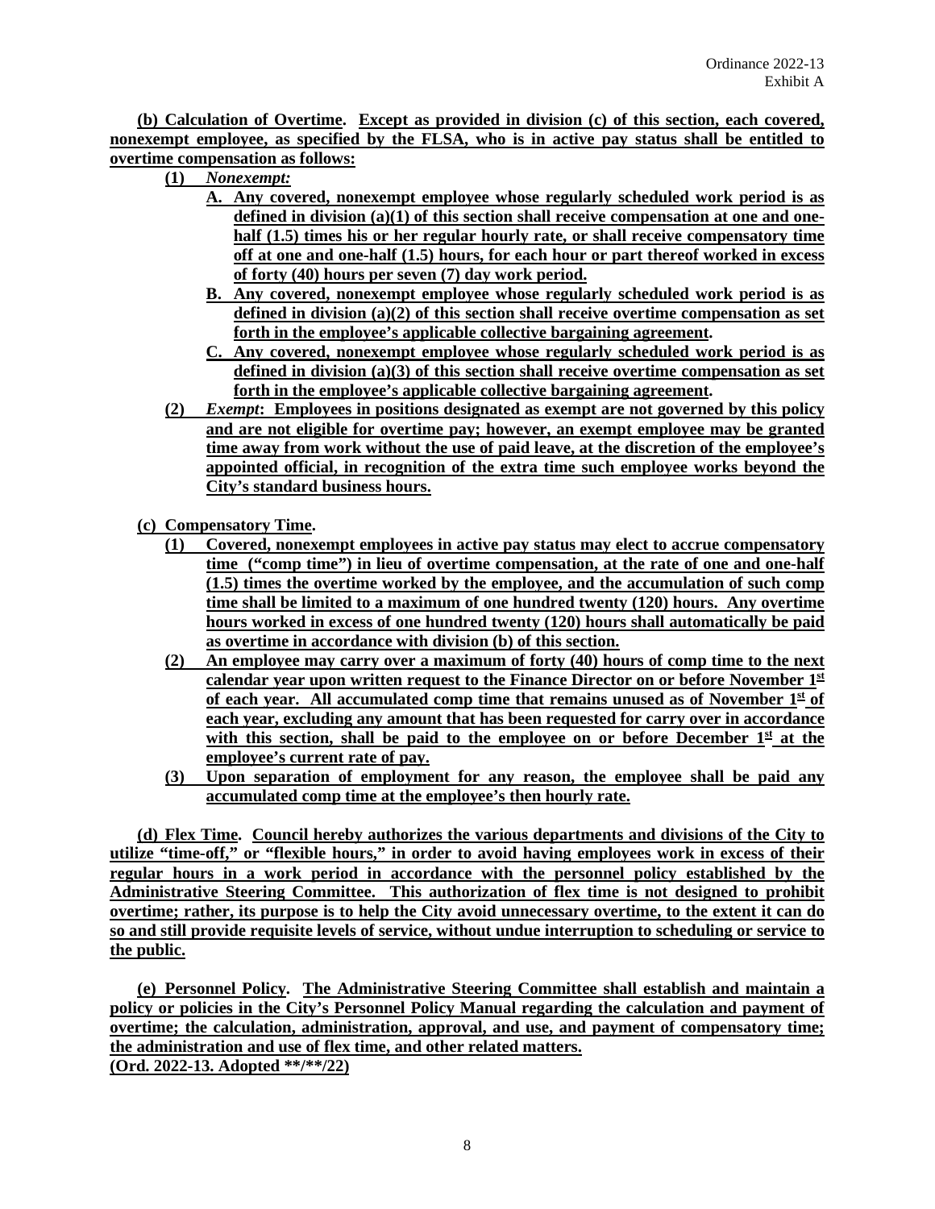**(b) Calculation of Overtime. Except as provided in division (c) of this section, each covered, nonexempt employee, as specified by the FLSA, who is in active pay status shall be entitled to overtime compensation as follows:**

**(1)** ***Nonexempt:***

- **A. Any covered, nonexempt employee whose regularly scheduled work period is as defined in division (a)(1) of this section shall receive compensation at one and one-half (1.5) times his or her regular hourly rate, or shall receive compensatory time off at one and one-half (1.5) hours, for each hour or part thereof worked in excess of forty (40) hours per seven (7) day work period.**
- **B. Any covered, nonexempt employee whose regularly scheduled work period is as defined in division (a)(2) of this section shall receive overtime compensation as set forth in the employee's applicable collective bargaining agreement.**
- **C. Any covered, nonexempt employee whose regularly scheduled work period is as defined in division (a)(3) of this section shall receive overtime compensation as set forth in the employee's applicable collective bargaining agreement.**

**(2)** ***Exempt*****: Employees in positions designated as exempt are not governed by this policy and are not eligible for overtime pay; however, an exempt employee may be granted time away from work without the use of paid leave, at the discretion of the employee's appointed official, in recognition of the extra time such employee works beyond the City's standard business hours.**

**(c) Compensatory Time.**

**(1) Covered, nonexempt employees in active pay status may elect to accrue compensatory time ("comp time") in lieu of overtime compensation, at the rate of one and one-half (1.5) times the overtime worked by the employee, and the accumulation of such comp time shall be limited to a maximum of one hundred twenty (120) hours. Any overtime hours worked in excess of one hundred twenty (120) hours shall automatically be paid as overtime in accordance with division (b) of this section.**

**(2) An employee may carry over a maximum of forty (40) hours of comp time to the next calendar year upon written request to the Finance Director on or before November 1st of each year. All accumulated comp time that remains unused as of November 1st of each year, excluding any amount that has been requested for carry over in accordance with this section, shall be paid to the employee on or before December 1st at the employee's current rate of pay.**

**(3) Upon separation of employment for any reason, the employee shall be paid any accumulated comp time at the employee's then hourly rate.**

**(d) Flex Time. Council hereby authorizes the various departments and divisions of the City to utilize "time-off," or "flexible hours," in order to avoid having employees work in excess of their regular hours in a work period in accordance with the personnel policy established by the Administrative Steering Committee. This authorization of flex time is not designed to prohibit overtime; rather, its purpose is to help the City avoid unnecessary overtime, to the extent it can do so and still provide requisite levels of service, without undue interruption to scheduling or service to the public.**

**(e) Personnel Policy. The Administrative Steering Committee shall establish and maintain a policy or policies in the City's Personnel Policy Manual regarding the calculation and payment of overtime; the calculation, administration, approval, and use, and payment of compensatory time; the administration and use of flex time, and other related matters.**
**(Ord. 2022-13. Adopted **/**/22)**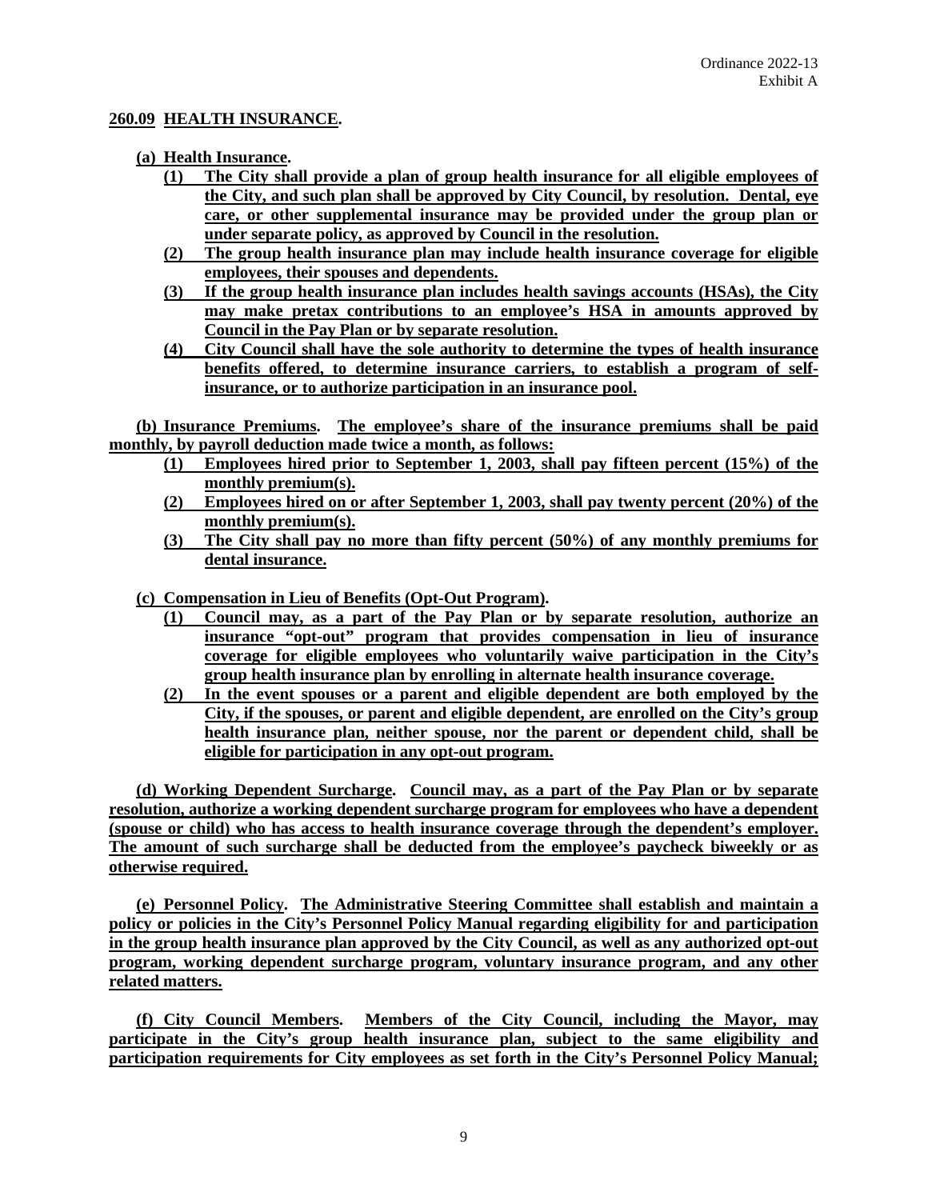Ordinance 2022-13
Exhibit A

## 260.09 HEALTH INSURANCE.

**(a) Health Insurance.**

**(1) The City shall provide a plan of group health insurance for all eligible employees of the City, and such plan shall be approved by City Council, by resolution. Dental, eye care, or other supplemental insurance may be provided under the group plan or under separate policy, as approved by Council in the resolution.**

**(2) The group health insurance plan may include health insurance coverage for eligible employees, their spouses and dependents.**

**(3) If the group health insurance plan includes health savings accounts (HSAs), the City may make pretax contributions to an employee's HSA in amounts approved by Council in the Pay Plan or by separate resolution.**

**(4) City Council shall have the sole authority to determine the types of health insurance benefits offered, to determine insurance carriers, to establish a program of self-insurance, or to authorize participation in an insurance pool.**

**(b) Insurance Premiums. The employee's share of the insurance premiums shall be paid monthly, by payroll deduction made twice a month, as follows:**

**(1) Employees hired prior to September 1, 2003, shall pay fifteen percent (15%) of the monthly premium(s).**

**(2) Employees hired on or after September 1, 2003, shall pay twenty percent (20%) of the monthly premium(s).**

**(3) The City shall pay no more than fifty percent (50%) of any monthly premiums for dental insurance.**

**(c) Compensation in Lieu of Benefits (Opt-Out Program).**

**(1) Council may, as a part of the Pay Plan or by separate resolution, authorize an insurance "opt-out" program that provides compensation in lieu of insurance coverage for eligible employees who voluntarily waive participation in the City's group health insurance plan by enrolling in alternate health insurance coverage.**

**(2) In the event spouses or a parent and eligible dependent are both employed by the City, if the spouses, or parent and eligible dependent, are enrolled on the City's group health insurance plan, neither spouse, nor the parent or dependent child, shall be eligible for participation in any opt-out program.**

**(d) Working Dependent Surcharge. Council may, as a part of the Pay Plan or by separate resolution, authorize a working dependent surcharge program for employees who have a dependent (spouse or child) who has access to health insurance coverage through the dependent's employer. The amount of such surcharge shall be deducted from the employee's paycheck biweekly or as otherwise required.**

**(e) Personnel Policy. The Administrative Steering Committee shall establish and maintain a policy or policies in the City's Personnel Policy Manual regarding eligibility for and participation in the group health insurance plan approved by the City Council, as well as any authorized opt-out program, working dependent surcharge program, voluntary insurance program, and any other related matters.**

**(f) City Council Members. Members of the City Council, including the Mayor, may participate in the City's group health insurance plan, subject to the same eligibility and participation requirements for City employees as set forth in the City's Personnel Policy Manual;**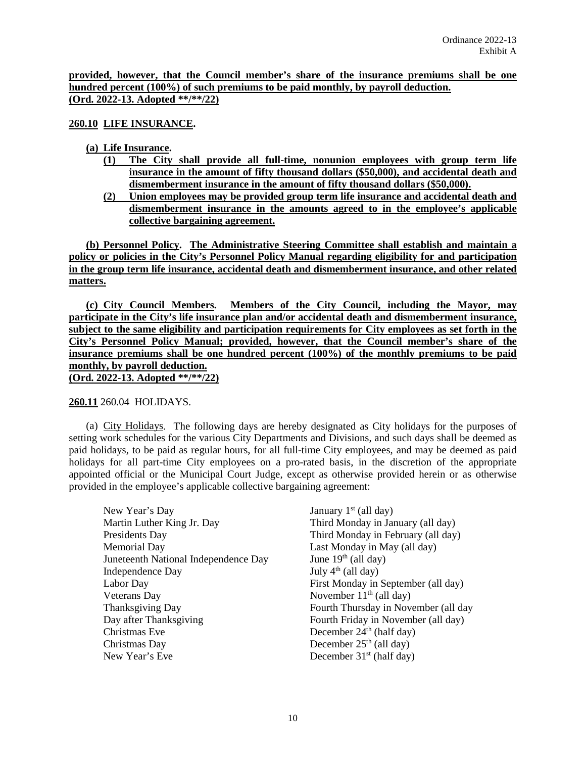**provided, however, that the Council member's share of the insurance premiums shall be one hundred percent (100%) of such premiums to be paid monthly, by payroll deduction.**
**(Ord. 2022-13. Adopted **/**/22)**

**260.10 LIFE INSURANCE.**

**(a) Life Insurance.**

**(1) The City shall provide all full-time, nonunion employees with group term life insurance in the amount of fifty thousand dollars ($50,000), and accidental death and dismemberment insurance in the amount of fifty thousand dollars ($50,000).**

**(2) Union employees may be provided group term life insurance and accidental death and dismemberment insurance in the amounts agreed to in the employee's applicable collective bargaining agreement.**

**(b) Personnel Policy. The Administrative Steering Committee shall establish and maintain a policy or policies in the City's Personnel Policy Manual regarding eligibility for and participation in the group term life insurance, accidental death and dismemberment insurance, and other related matters.**

**(c) City Council Members. Members of the City Council, including the Mayor, may participate in the City's life insurance plan and/or accidental death and dismemberment insurance, subject to the same eligibility and participation requirements for City employees as set forth in the City's Personnel Policy Manual; provided, however, that the Council member's share of the insurance premiums shall be one hundred percent (100%) of the monthly premiums to be paid monthly, by payroll deduction.**
**(Ord. 2022-13. Adopted **/**/22)**

**260.11** ~~260.04~~ HOLIDAYS.

(a) City Holidays. The following days are hereby designated as City holidays for the purposes of setting work schedules for the various City Departments and Divisions, and such days shall be deemed as paid holidays, to be paid as regular hours, for all full-time City employees, and may be deemed as paid holidays for all part-time City employees on a pro-rated basis, in the discretion of the appropriate appointed official or the Municipal Court Judge, except as otherwise provided herein or as otherwise provided in the employee's applicable collective bargaining agreement:

| | |
|---|---|
| New Year's Day | January 1st (all day) |
| Martin Luther King Jr. Day | Third Monday in January (all day) |
| Presidents Day | Third Monday in February (all day) |
| Memorial Day | Last Monday in May (all day) |
| Juneteenth National Independence Day | June 19th (all day) |
| Independence Day | July 4th (all day) |
| Labor Day | First Monday in September (all day) |
| Veterans Day | November 11th (all day) |
| Thanksgiving Day | Fourth Thursday in November (all day |
| Day after Thanksgiving | Fourth Friday in November (all day) |
| Christmas Eve | December 24th (half day) |
| Christmas Day | December 25th (all day) |
| New Year's Eve | December 31st (half day) |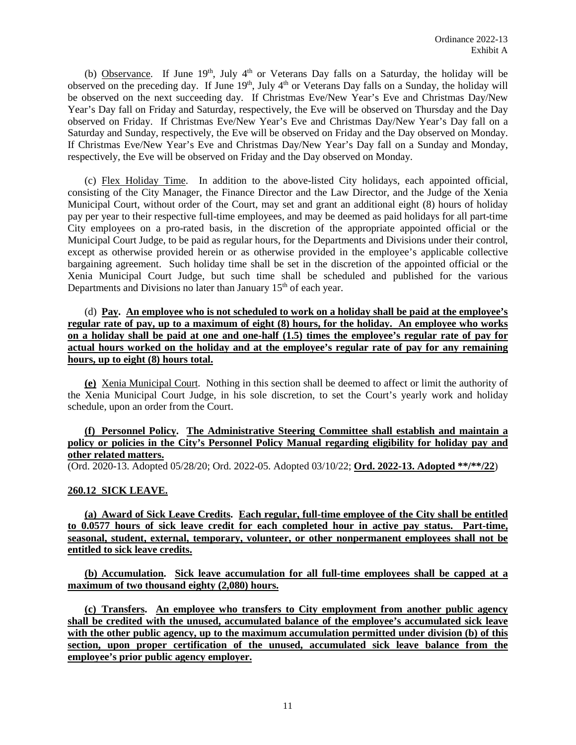(b) Observance. If June 19th, July 4th or Veterans Day falls on a Saturday, the holiday will be observed on the preceding day. If June 19th, July 4th or Veterans Day falls on a Sunday, the holiday will be observed on the next succeeding day. If Christmas Eve/New Year's Eve and Christmas Day/New Year's Day fall on Friday and Saturday, respectively, the Eve will be observed on Thursday and the Day observed on Friday. If Christmas Eve/New Year's Eve and Christmas Day/New Year's Day fall on a Saturday and Sunday, respectively, the Eve will be observed on Friday and the Day observed on Monday. If Christmas Eve/New Year's Eve and Christmas Day/New Year's Day fall on a Sunday and Monday, respectively, the Eve will be observed on Friday and the Day observed on Monday.

(c) Flex Holiday Time. In addition to the above-listed City holidays, each appointed official, consisting of the City Manager, the Finance Director and the Law Director, and the Judge of the Xenia Municipal Court, without order of the Court, may set and grant an additional eight (8) hours of holiday pay per year to their respective full-time employees, and may be deemed as paid holidays for all part-time City employees on a pro-rated basis, in the discretion of the appropriate appointed official or the Municipal Court Judge, to be paid as regular hours, for the Departments and Divisions under their control, except as otherwise provided herein or as otherwise provided in the employee's applicable collective bargaining agreement. Such holiday time shall be set in the discretion of the appointed official or the Xenia Municipal Court Judge, but such time shall be scheduled and published for the various Departments and Divisions no later than January 15th of each year.

(d) **Pay. An employee who is not scheduled to work on a holiday shall be paid at the employee's regular rate of pay, up to a maximum of eight (8) hours, for the holiday. An employee who works on a holiday shall be paid at one and one-half (1.5) times the employee's regular rate of pay for actual hours worked on the holiday and at the employee's regular rate of pay for any remaining hours, up to eight (8) hours total.**

**(e)** Xenia Municipal Court. Nothing in this section shall be deemed to affect or limit the authority of the Xenia Municipal Court Judge, in his sole discretion, to set the Court's yearly work and holiday schedule, upon an order from the Court.

**(f) Personnel Policy. The Administrative Steering Committee shall establish and maintain a policy or policies in the City's Personnel Policy Manual regarding eligibility for holiday pay and other related matters.**
(Ord. 2020-13. Adopted 05/28/20; Ord. 2022-05. Adopted 03/10/22; **Ord. 2022-13. Adopted **/**/22**)

**260.12 SICK LEAVE.**

**(a) Award of Sick Leave Credits. Each regular, full-time employee of the City shall be entitled to 0.0577 hours of sick leave credit for each completed hour in active pay status. Part-time, seasonal, student, external, temporary, volunteer, or other nonpermanent employees shall not be entitled to sick leave credits.**

**(b) Accumulation. Sick leave accumulation for all full-time employees shall be capped at a maximum of two thousand eighty (2,080) hours.**

**(c) Transfers. An employee who transfers to City employment from another public agency shall be credited with the unused, accumulated balance of the employee's accumulated sick leave with the other public agency, up to the maximum accumulation permitted under division (b) of this section, upon proper certification of the unused, accumulated sick leave balance from the employee's prior public agency employer.**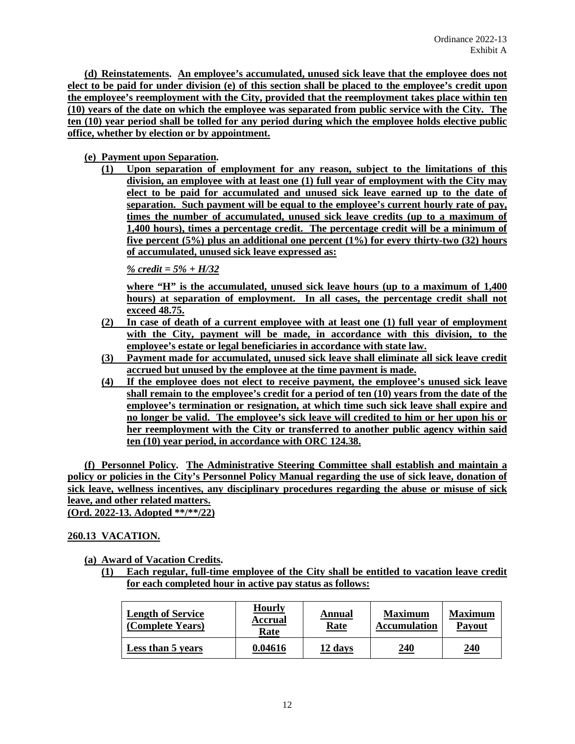**(d) Reinstatements. An employee's accumulated, unused sick leave that the employee does not elect to be paid for under division (e) of this section shall be placed to the employee's credit upon the employee's reemployment with the City, provided that the reemployment takes place within ten (10) years of the date on which the employee was separated from public service with the City. The ten (10) year period shall be tolled for any period during which the employee holds elective public office, whether by election or by appointment.**

**(e) Payment upon Separation.**

**(1) Upon separation of employment for any reason, subject to the limitations of this division, an employee with at least one (1) full year of employment with the City may elect to be paid for accumulated and unused sick leave earned up to the date of separation. Such payment will be equal to the employee's current hourly rate of pay, times the number of accumulated, unused sick leave credits (up to a maximum of 1,400 hours), times a percentage credit. The percentage credit will be a minimum of five percent (5%) plus an additional one percent (1%) for every thirty-two (32) hours of accumulated, unused sick leave expressed as:**

***% credit = 5% + H/32***

**where "H" is the accumulated, unused sick leave hours (up to a maximum of 1,400 hours) at separation of employment. In all cases, the percentage credit shall not exceed 48.75.**

**(2) In case of death of a current employee with at least one (1) full year of employment with the City, payment will be made, in accordance with this division, to the employee's estate or legal beneficiaries in accordance with state law.**

**(3) Payment made for accumulated, unused sick leave shall eliminate all sick leave credit accrued but unused by the employee at the time payment is made.**

**(4) If the employee does not elect to receive payment, the employee's unused sick leave shall remain to the employee's credit for a period of ten (10) years from the date of the employee's termination or resignation, at which time such sick leave shall expire and no longer be valid. The employee's sick leave will credited to him or her upon his or her reemployment with the City or transferred to another public agency within said ten (10) year period, in accordance with ORC 124.38.**

**(f) Personnel Policy. The Administrative Steering Committee shall establish and maintain a policy or policies in the City's Personnel Policy Manual regarding the use of sick leave, donation of sick leave, wellness incentives, any disciplinary procedures regarding the abuse or misuse of sick leave, and other related matters.**
**(Ord. 2022-13. Adopted \*\*/\*\*/22)**

## 260.13 VACATION.

**(a) Award of Vacation Credits.**

**(1) Each regular, full-time employee of the City shall be entitled to vacation leave credit for each completed hour in active pay status as follows:**

| Length of Service (Complete Years) | Hourly Accrual Rate | Annual Rate | Maximum Accumulation | Maximum Payout |
|---|---|---|---|---|
| Less than 5 years | 0.04616 | 12 days | 240 | 240 |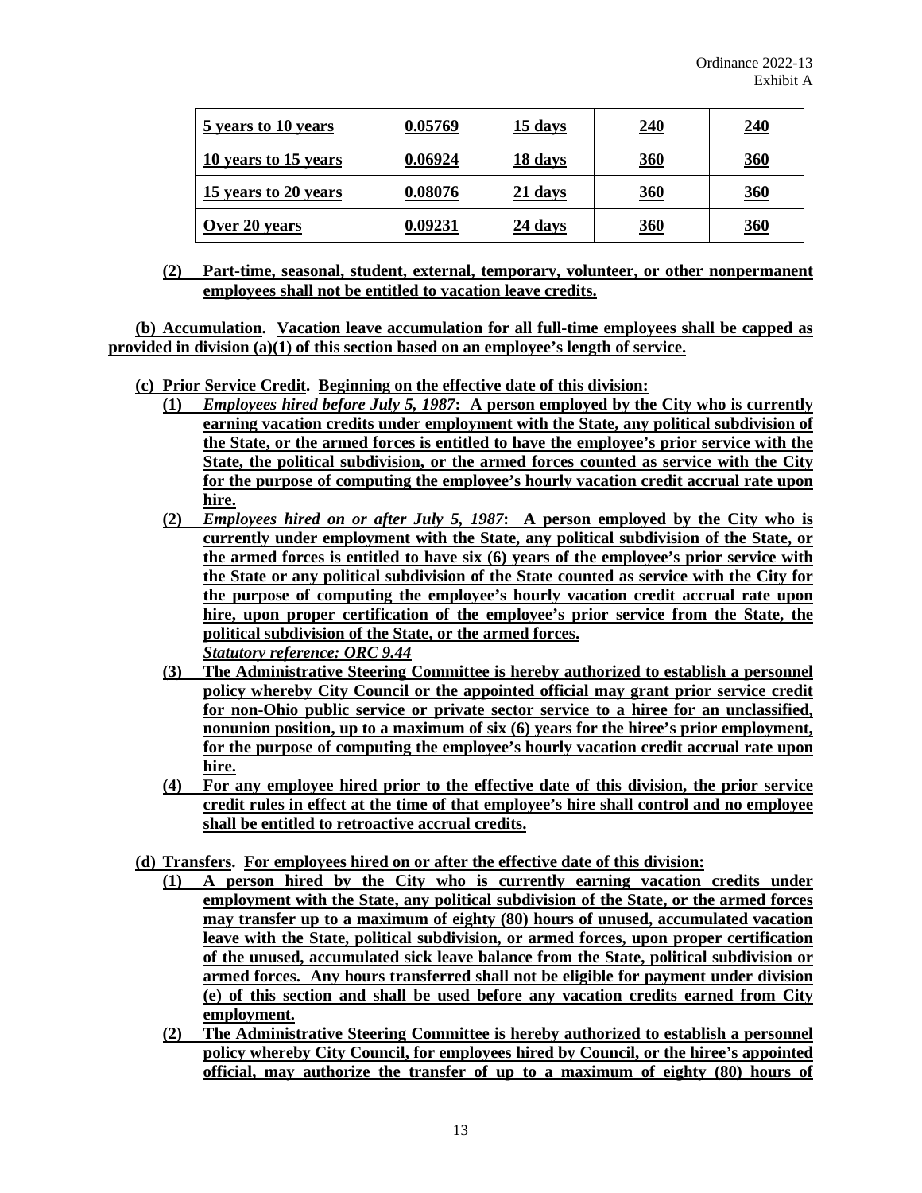| 5 years to 10 years | 0.05769 | 15 days | 240 | 240 |
|---|---|---|---|---|
| 10 years to 15 years | 0.06924 | 18 days | 360 | 360 |
| 15 years to 20 years | 0.08076 | 21 days | 360 | 360 |
| Over 20 years | 0.09231 | 24 days | 360 | 360 |

**(2) Part-time, seasonal, student, external, temporary, volunteer, or other nonpermanent employees shall not be entitled to vacation leave credits.**

**(b) Accumulation. Vacation leave accumulation for all full-time employees shall be capped as provided in division (a)(1) of this section based on an employee's length of service.**

**(c) Prior Service Credit. Beginning on the effective date of this division:**

**(1) *Employees hired before July 5, 1987*: A person employed by the City who is currently earning vacation credits under employment with the State, any political subdivision of the State, or the armed forces is entitled to have the employee's prior service with the State, the political subdivision, or the armed forces counted as service with the City for the purpose of computing the employee's hourly vacation credit accrual rate upon hire.**

**(2) *Employees hired on or after July 5, 1987*: A person employed by the City who is currently under employment with the State, any political subdivision of the State, or the armed forces is entitled to have six (6) years of the employee's prior service with the State or any political subdivision of the State counted as service with the City for the purpose of computing the employee's hourly vacation credit accrual rate upon hire, upon proper certification of the employee's prior service from the State, the political subdivision of the State, or the armed forces.**
***Statutory reference: ORC 9.44***

**(3) The Administrative Steering Committee is hereby authorized to establish a personnel policy whereby City Council or the appointed official may grant prior service credit for non-Ohio public service or private sector service to a hiree for an unclassified, nonunion position, up to a maximum of six (6) years for the hiree's prior employment, for the purpose of computing the employee's hourly vacation credit accrual rate upon hire.**

**(4) For any employee hired prior to the effective date of this division, the prior service credit rules in effect at the time of that employee's hire shall control and no employee shall be entitled to retroactive accrual credits.**

**(d) Transfers. For employees hired on or after the effective date of this division:**

**(1) A person hired by the City who is currently earning vacation credits under employment with the State, any political subdivision of the State, or the armed forces may transfer up to a maximum of eighty (80) hours of unused, accumulated vacation leave with the State, political subdivision, or armed forces, upon proper certification of the unused, accumulated sick leave balance from the State, political subdivision or armed forces. Any hours transferred shall not be eligible for payment under division (e) of this section and shall be used before any vacation credits earned from City employment.**

**(2) The Administrative Steering Committee is hereby authorized to establish a personnel policy whereby City Council, for employees hired by Council, or the hiree's appointed official, may authorize the transfer of up to a maximum of eighty (80) hours of**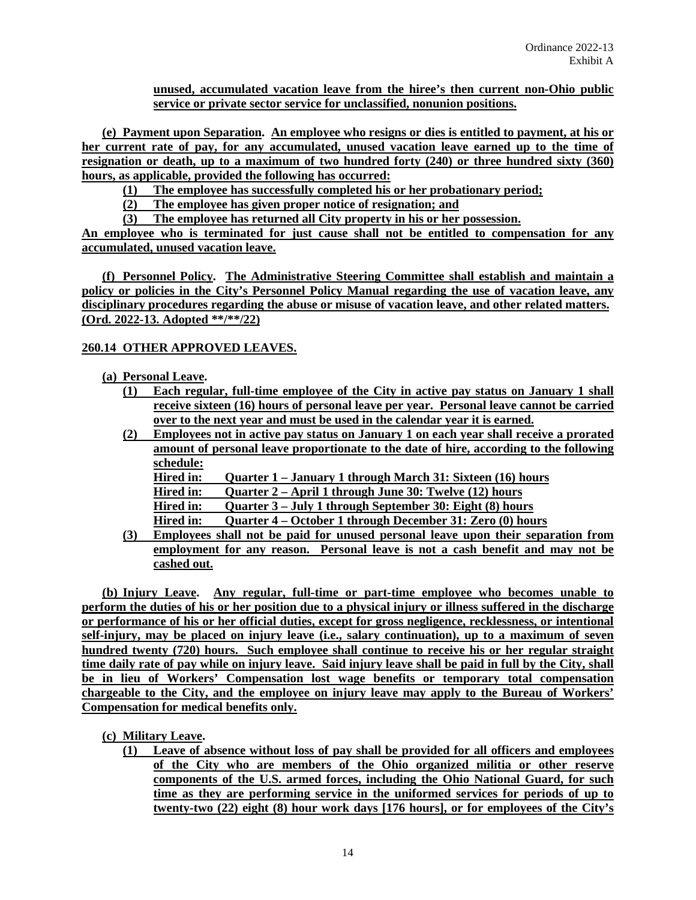**unused, accumulated vacation leave from the hiree's then current non-Ohio public service or private sector service for unclassified, nonunion positions.**

**(e) Payment upon Separation. An employee who resigns or dies is entitled to payment, at his or her current rate of pay, for any accumulated, unused vacation leave earned up to the time of resignation or death, up to a maximum of two hundred forty (240) or three hundred sixty (360) hours, as applicable, provided the following has occurred:**

**(1) The employee has successfully completed his or her probationary period;**

**(2) The employee has given proper notice of resignation; and**

**(3) The employee has returned all City property in his or her possession.**

**An employee who is terminated for just cause shall not be entitled to compensation for any accumulated, unused vacation leave.**

**(f) Personnel Policy. The Administrative Steering Committee shall establish and maintain a policy or policies in the City's Personnel Policy Manual regarding the use of vacation leave, any disciplinary procedures regarding the abuse or misuse of vacation leave, and other related matters. (Ord. 2022-13. Adopted **/**/22)**

**260.14 OTHER APPROVED LEAVES.**

**(a) Personal Leave.**

**(1) Each regular, full-time employee of the City in active pay status on January 1 shall receive sixteen (16) hours of personal leave per year. Personal leave cannot be carried over to the next year and must be used in the calendar year it is earned.**

**(2) Employees not in active pay status on January 1 on each year shall receive a prorated amount of personal leave proportionate to the date of hire, according to the following schedule:**

**Hired in: Quarter 1 – January 1 through March 31: Sixteen (16) hours**
**Hired in: Quarter 2 – April 1 through June 30: Twelve (12) hours**
**Hired in: Quarter 3 – July 1 through September 30: Eight (8) hours**
**Hired in: Quarter 4 – October 1 through December 31: Zero (0) hours**

**(3) Employees shall not be paid for unused personal leave upon their separation from employment for any reason. Personal leave is not a cash benefit and may not be cashed out.**

**(b) Injury Leave. Any regular, full-time or part-time employee who becomes unable to perform the duties of his or her position due to a physical injury or illness suffered in the discharge or performance of his or her official duties, except for gross negligence, recklessness, or intentional self-injury, may be placed on injury leave (i.e., salary continuation), up to a maximum of seven hundred twenty (720) hours. Such employee shall continue to receive his or her regular straight time daily rate of pay while on injury leave. Said injury leave shall be paid in full by the City, shall be in lieu of Workers' Compensation lost wage benefits or temporary total compensation chargeable to the City, and the employee on injury leave may apply to the Bureau of Workers' Compensation for medical benefits only.**

**(c) Military Leave.**

**(1) Leave of absence without loss of pay shall be provided for all officers and employees of the City who are members of the Ohio organized militia or other reserve components of the U.S. armed forces, including the Ohio National Guard, for such time as they are performing service in the uniformed services for periods of up to twenty-two (22) eight (8) hour work days [176 hours], or for employees of the City's**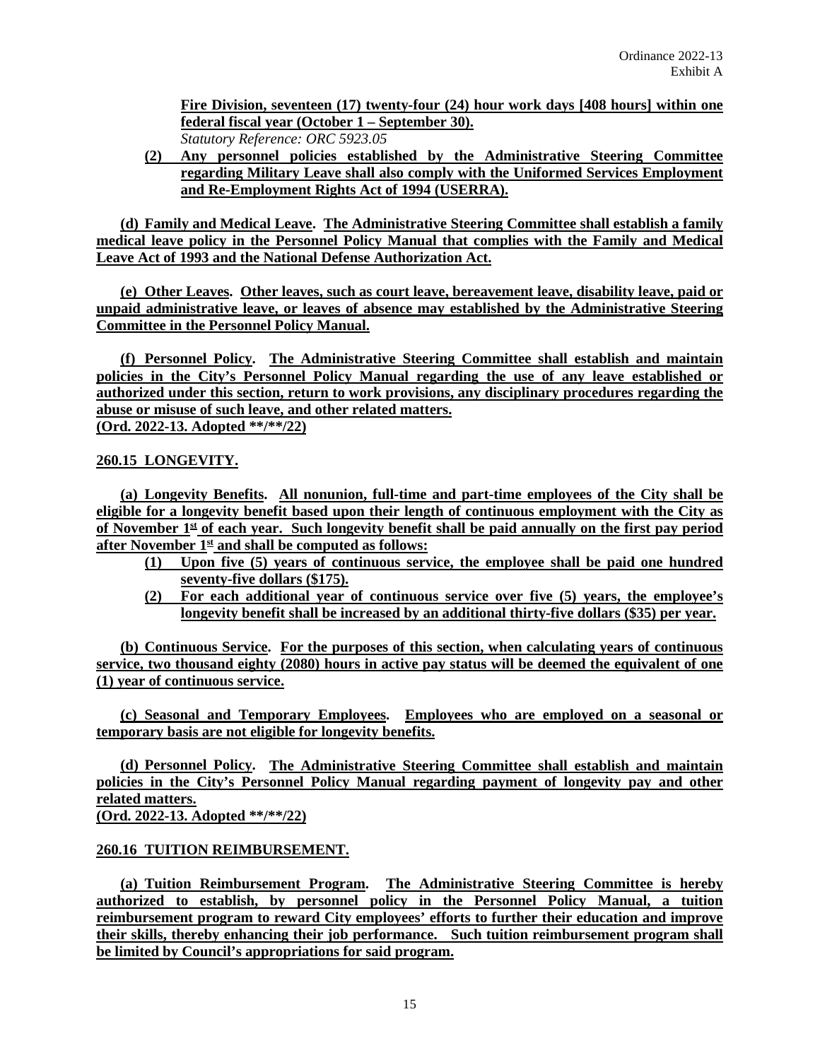**Fire Division, seventeen (17) twenty-four (24) hour work days [408 hours] within one federal fiscal year (October 1 – September 30).**
*Statutory Reference: ORC 5923.05*

**(2) Any personnel policies established by the Administrative Steering Committee regarding Military Leave shall also comply with the Uniformed Services Employment and Re-Employment Rights Act of 1994 (USERRA).**

**(d) Family and Medical Leave. The Administrative Steering Committee shall establish a family medical leave policy in the Personnel Policy Manual that complies with the Family and Medical Leave Act of 1993 and the National Defense Authorization Act.**

**(e) Other Leaves. Other leaves, such as court leave, bereavement leave, disability leave, paid or unpaid administrative leave, or leaves of absence may established by the Administrative Steering Committee in the Personnel Policy Manual.**

**(f) Personnel Policy. The Administrative Steering Committee shall establish and maintain policies in the City's Personnel Policy Manual regarding the use of any leave established or authorized under this section, return to work provisions, any disciplinary procedures regarding the abuse or misuse of such leave, and other related matters.**
**(Ord. 2022-13. Adopted **/**/22)**

**260.15 LONGEVITY.**

**(a) Longevity Benefits. All nonunion, full-time and part-time employees of the City shall be eligible for a longevity benefit based upon their length of continuous employment with the City as of November 1st of each year. Such longevity benefit shall be paid annually on the first pay period after November 1st and shall be computed as follows:**

**(1) Upon five (5) years of continuous service, the employee shall be paid one hundred seventy-five dollars ($175).**

**(2) For each additional year of continuous service over five (5) years, the employee's longevity benefit shall be increased by an additional thirty-five dollars ($35) per year.**

**(b) Continuous Service. For the purposes of this section, when calculating years of continuous service, two thousand eighty (2080) hours in active pay status will be deemed the equivalent of one (1) year of continuous service.**

**(c) Seasonal and Temporary Employees. Employees who are employed on a seasonal or temporary basis are not eligible for longevity benefits.**

**(d) Personnel Policy. The Administrative Steering Committee shall establish and maintain policies in the City's Personnel Policy Manual regarding payment of longevity pay and other related matters.**
**(Ord. 2022-13. Adopted **/**/22)**

**260.16 TUITION REIMBURSEMENT.**

**(a) Tuition Reimbursement Program. The Administrative Steering Committee is hereby authorized to establish, by personnel policy in the Personnel Policy Manual, a tuition reimbursement program to reward City employees' efforts to further their education and improve their skills, thereby enhancing their job performance. Such tuition reimbursement program shall be limited by Council's appropriations for said program.**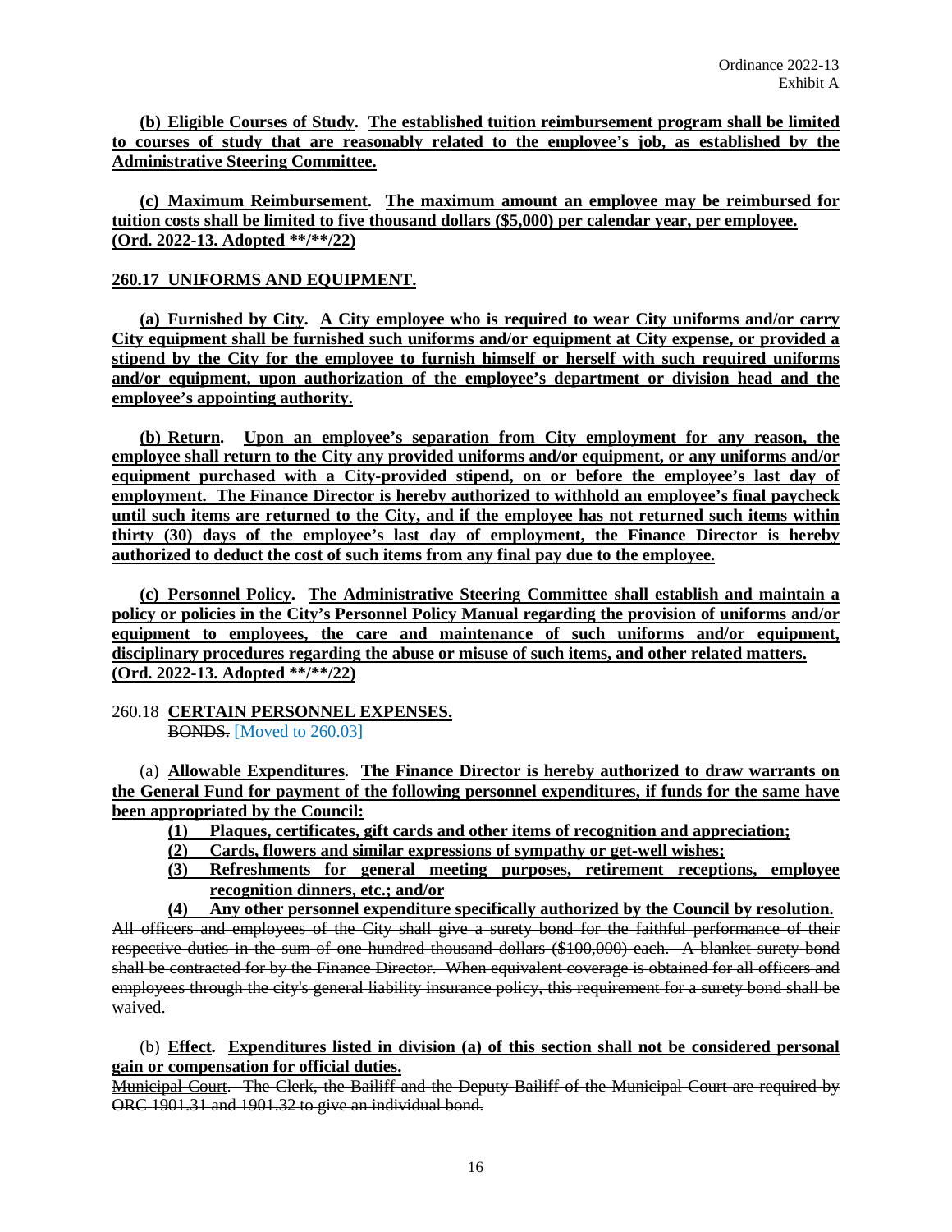**(b) Eligible Courses of Study. The established tuition reimbursement program shall be limited to courses of study that are reasonably related to the employee's job, as established by the Administrative Steering Committee.**

**(c) Maximum Reimbursement. The maximum amount an employee may be reimbursed for tuition costs shall be limited to five thousand dollars ($5,000) per calendar year, per employee. (Ord. 2022-13. Adopted \*\*/\*\*/22)**

**260.17 UNIFORMS AND EQUIPMENT.**

**(a) Furnished by City. A City employee who is required to wear City uniforms and/or carry City equipment shall be furnished such uniforms and/or equipment at City expense, or provided a stipend by the City for the employee to furnish himself or herself with such required uniforms and/or equipment, upon authorization of the employee's department or division head and the employee's appointing authority.**

**(b) Return. Upon an employee's separation from City employment for any reason, the employee shall return to the City any provided uniforms and/or equipment, or any uniforms and/or equipment purchased with a City-provided stipend, on or before the employee's last day of employment. The Finance Director is hereby authorized to withhold an employee's final paycheck until such items are returned to the City, and if the employee has not returned such items within thirty (30) days of the employee's last day of employment, the Finance Director is hereby authorized to deduct the cost of such items from any final pay due to the employee.**

**(c) Personnel Policy. The Administrative Steering Committee shall establish and maintain a policy or policies in the City's Personnel Policy Manual regarding the provision of uniforms and/or equipment to employees, the care and maintenance of such uniforms and/or equipment, disciplinary procedures regarding the abuse or misuse of such items, and other related matters. (Ord. 2022-13. Adopted \*\*/\*\*/22)**

260.18 **CERTAIN PERSONNEL EXPENSES.**
~~BONDS.~~ [Moved to 260.03]

(a) **Allowable Expenditures. The Finance Director is hereby authorized to draw warrants on the General Fund for payment of the following personnel expenditures, if funds for the same have been appropriated by the Council:**

- **(1) Plaques, certificates, gift cards and other items of recognition and appreciation;**
- **(2) Cards, flowers and similar expressions of sympathy or get-well wishes;**
- **(3) Refreshments for general meeting purposes, retirement receptions, employee recognition dinners, etc.; and/or**
- **(4) Any other personnel expenditure specifically authorized by the Council by resolution.**

~~All officers and employees of the City shall give a surety bond for the faithful performance of their respective duties in the sum of one hundred thousand dollars ($100,000) each. A blanket surety bond shall be contracted for by the Finance Director. When equivalent coverage is obtained for all officers and employees through the city's general liability insurance policy, this requirement for a surety bond shall be waived.~~

(b) **Effect. Expenditures listed in division (a) of this section shall not be considered personal gain or compensation for official duties.**

~~Municipal Court. The Clerk, the Bailiff and the Deputy Bailiff of the Municipal Court are required by ORC 1901.31 and 1901.32 to give an individual bond.~~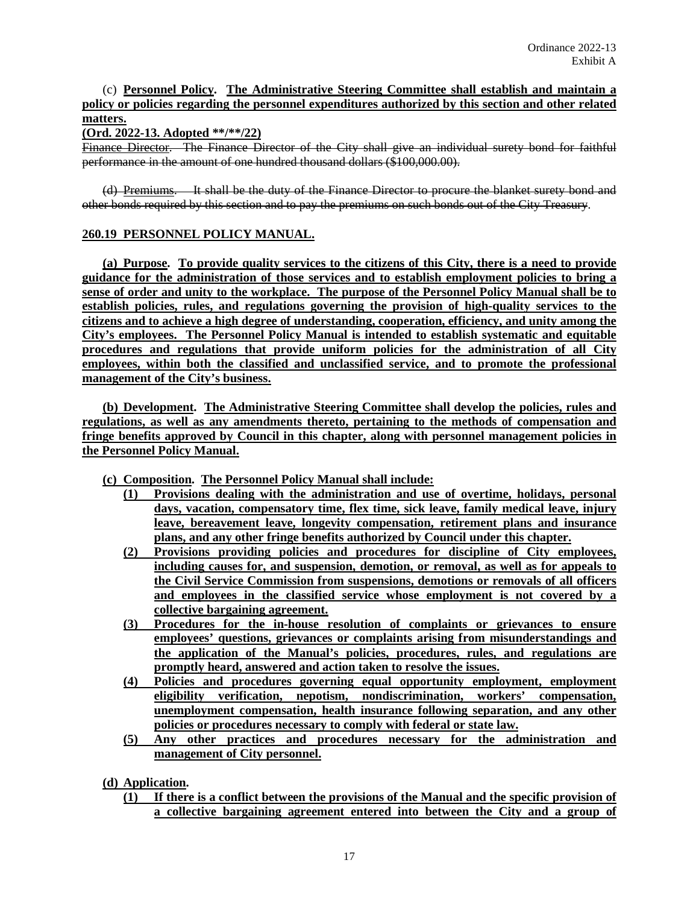(c) **Personnel Policy. The Administrative Steering Committee shall establish and maintain a policy or policies regarding the personnel expenditures authorized by this section and other related matters.**

**(Ord. 2022-13. Adopted \*\*/\*\*/22)**

~~Finance Director. The Finance Director of the City shall give an individual surety bond for faithful performance in the amount of one hundred thousand dollars ($100,000.00).~~

~~(d) Premiums. It shall be the duty of the Finance Director to procure the blanket surety bond and other bonds required by this section and to pay the premiums on such bonds out of the City Treasury.~~

**260.19 PERSONNEL POLICY MANUAL.**

**(a) Purpose. To provide quality services to the citizens of this City, there is a need to provide guidance for the administration of those services and to establish employment policies to bring a sense of order and unity to the workplace. The purpose of the Personnel Policy Manual shall be to establish policies, rules, and regulations governing the provision of high-quality services to the citizens and to achieve a high degree of understanding, cooperation, efficiency, and unity among the City's employees. The Personnel Policy Manual is intended to establish systematic and equitable procedures and regulations that provide uniform policies for the administration of all City employees, within both the classified and unclassified service, and to promote the professional management of the City's business.**

**(b) Development. The Administrative Steering Committee shall develop the policies, rules and regulations, as well as any amendments thereto, pertaining to the methods of compensation and fringe benefits approved by Council in this chapter, along with personnel management policies in the Personnel Policy Manual.**

**(c) Composition. The Personnel Policy Manual shall include:**

**(1) Provisions dealing with the administration and use of overtime, holidays, personal days, vacation, compensatory time, flex time, sick leave, family medical leave, injury leave, bereavement leave, longevity compensation, retirement plans and insurance plans, and any other fringe benefits authorized by Council under this chapter.**

**(2) Provisions providing policies and procedures for discipline of City employees, including causes for, and suspension, demotion, or removal, as well as for appeals to the Civil Service Commission from suspensions, demotions or removals of all officers and employees in the classified service whose employment is not covered by a collective bargaining agreement.**

**(3) Procedures for the in-house resolution of complaints or grievances to ensure employees' questions, grievances or complaints arising from misunderstandings and the application of the Manual's policies, procedures, rules, and regulations are promptly heard, answered and action taken to resolve the issues.**

**(4) Policies and procedures governing equal opportunity employment, employment eligibility verification, nepotism, nondiscrimination, workers' compensation, unemployment compensation, health insurance following separation, and any other policies or procedures necessary to comply with federal or state law.**

**(5) Any other practices and procedures necessary for the administration and management of City personnel.**

**(d) Application.**

**(1) If there is a conflict between the provisions of the Manual and the specific provision of a collective bargaining agreement entered into between the City and a group of**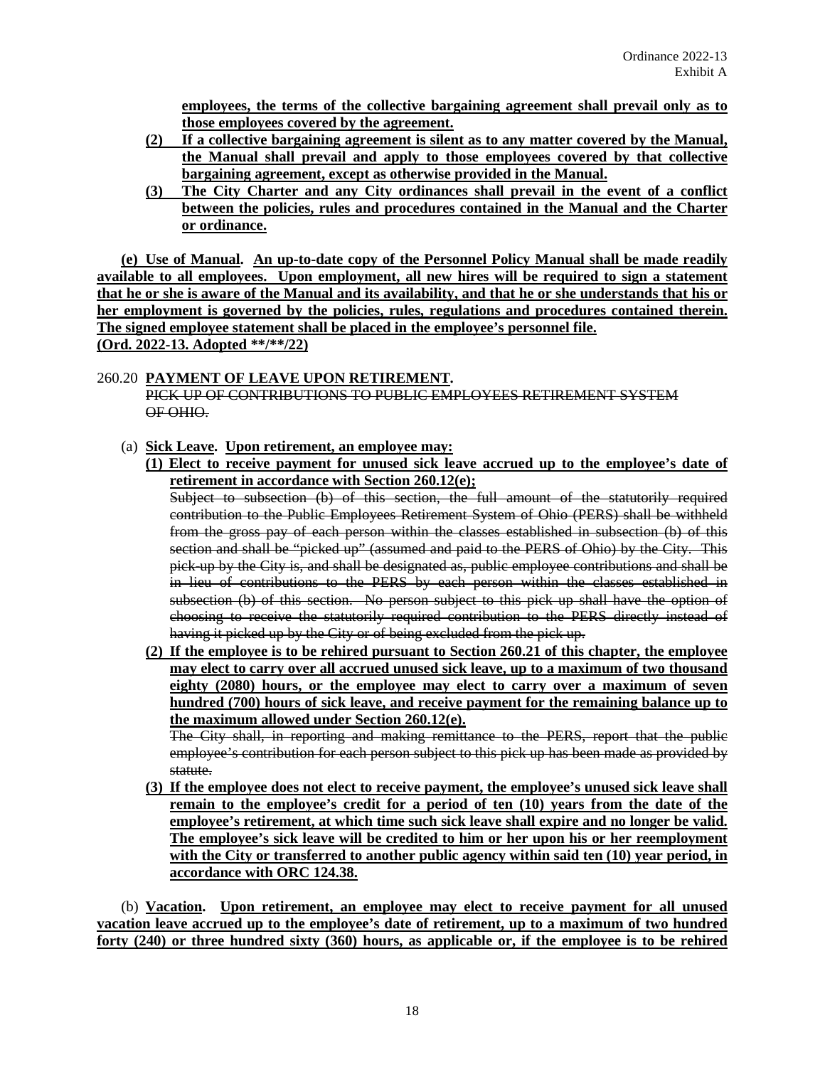**employees, the terms of the collective bargaining agreement shall prevail only as to those employees covered by the agreement.**

**(2) If a collective bargaining agreement is silent as to any matter covered by the Manual, the Manual shall prevail and apply to those employees covered by that collective bargaining agreement, except as otherwise provided in the Manual.**

**(3) The City Charter and any City ordinances shall prevail in the event of a conflict between the policies, rules and procedures contained in the Manual and the Charter or ordinance.**

**(e) Use of Manual. An up-to-date copy of the Personnel Policy Manual shall be made readily available to all employees. Upon employment, all new hires will be required to sign a statement that he or she is aware of the Manual and its availability, and that he or she understands that his or her employment is governed by the policies, rules, regulations and procedures contained therein. The signed employee statement shall be placed in the employee's personnel file.**
**(Ord. 2022-13. Adopted \*\*/\*\*/22)**

260.20 **PAYMENT OF LEAVE UPON RETIREMENT.**
~~PICK UP OF CONTRIBUTIONS TO PUBLIC EMPLOYEES RETIREMENT SYSTEM OF OHIO.~~

(a) **Sick Leave. Upon retirement, an employee may:**

**(1) Elect to receive payment for unused sick leave accrued up to the employee's date of retirement in accordance with Section 260.12(e);**

~~Subject to subsection (b) of this section, the full amount of the statutorily required contribution to the Public Employees Retirement System of Ohio (PERS) shall be withheld from the gross pay of each person within the classes established in subsection (b) of this section and shall be "picked up" (assumed and paid to the PERS of Ohio) by the City. This pick-up by the City is, and shall be designated as, public employee contributions and shall be in lieu of contributions to the PERS by each person within the classes established in subsection (b) of this section. No person subject to this pick up shall have the option of choosing to receive the statutorily required contribution to the PERS directly instead of having it picked up by the City or of being excluded from the pick up.~~

**(2) If the employee is to be rehired pursuant to Section 260.21 of this chapter, the employee may elect to carry over all accrued unused sick leave, up to a maximum of two thousand eighty (2080) hours, or the employee may elect to carry over a maximum of seven hundred (700) hours of sick leave, and receive payment for the remaining balance up to the maximum allowed under Section 260.12(e).**

~~The City shall, in reporting and making remittance to the PERS, report that the public employee's contribution for each person subject to this pick up has been made as provided by statute.~~

**(3) If the employee does not elect to receive payment, the employee's unused sick leave shall remain to the employee's credit for a period of ten (10) years from the date of the employee's retirement, at which time such sick leave shall expire and no longer be valid. The employee's sick leave will be credited to him or her upon his or her reemployment with the City or transferred to another public agency within said ten (10) year period, in accordance with ORC 124.38.**

(b) **Vacation. Upon retirement, an employee may elect to receive payment for all unused vacation leave accrued up to the employee's date of retirement, up to a maximum of two hundred forty (240) or three hundred sixty (360) hours, as applicable or, if the employee is to be rehired**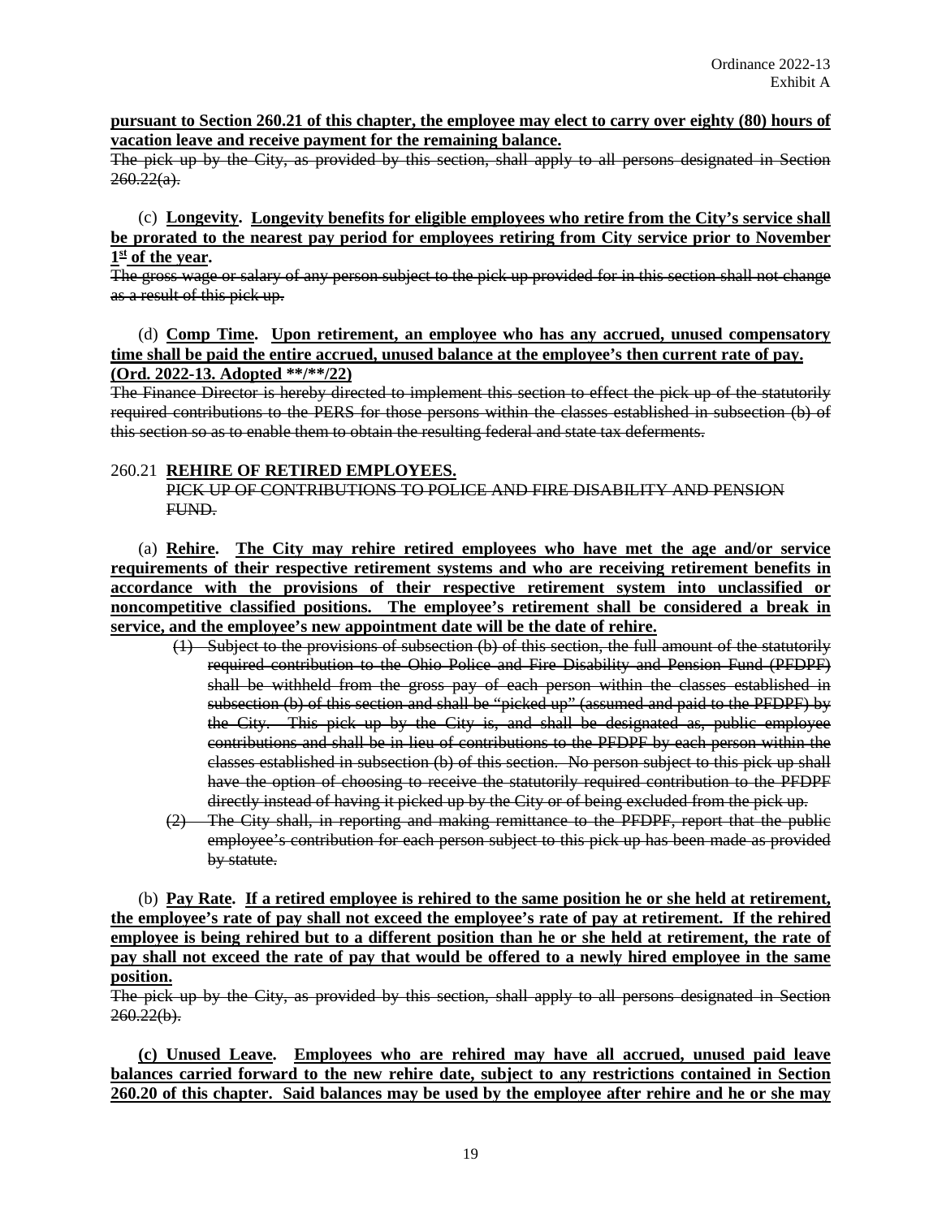**pursuant to Section 260.21 of this chapter, the employee may elect to carry over eighty (80) hours of vacation leave and receive payment for the remaining balance.**

~~The pick up by the City, as provided by this section, shall apply to all persons designated in Section 260.22(a).~~

(c) **Longevity. Longevity benefits for eligible employees who retire from the City's service shall be prorated to the nearest pay period for employees retiring from City service prior to November 1st of the year.**

~~The gross wage or salary of any person subject to the pick up provided for in this section shall not change as a result of this pick up.~~

(d) **Comp Time. Upon retirement, an employee who has any accrued, unused compensatory time shall be paid the entire accrued, unused balance at the employee's then current rate of pay. (Ord. 2022-13. Adopted \*\*/\*\*/22)**

~~The Finance Director is hereby directed to implement this section to effect the pick up of the statutorily required contributions to the PERS for those persons within the classes established in subsection (b) of this section so as to enable them to obtain the resulting federal and state tax deferments.~~

260.21 **REHIRE OF RETIRED EMPLOYEES.**

~~PICK UP OF CONTRIBUTIONS TO POLICE AND FIRE DISABILITY AND PENSION FUND.~~

(a) **Rehire. The City may rehire retired employees who have met the age and/or service requirements of their respective retirement systems and who are receiving retirement benefits in accordance with the provisions of their respective retirement system into unclassified or noncompetitive classified positions. The employee's retirement shall be considered a break in service, and the employee's new appointment date will be the date of rehire.**

~~(1) Subject to the provisions of subsection (b) of this section, the full amount of the statutorily required contribution to the Ohio Police and Fire Disability and Pension Fund (PFDPF) shall be withheld from the gross pay of each person within the classes established in subsection (b) of this section and shall be "picked up" (assumed and paid to the PFDPF) by the City. This pick up by the City is, and shall be designated as, public employee contributions and shall be in lieu of contributions to the PFDPF by each person within the classes established in subsection (b) of this section. No person subject to this pick up shall have the option of choosing to receive the statutorily required contribution to the PFDPF directly instead of having it picked up by the City or of being excluded from the pick up.~~

~~(2) The City shall, in reporting and making remittance to the PFDPF, report that the public employee's contribution for each person subject to this pick up has been made as provided by statute.~~

(b) **Pay Rate. If a retired employee is rehired to the same position he or she held at retirement, the employee's rate of pay shall not exceed the employee's rate of pay at retirement. If the rehired employee is being rehired but to a different position than he or she held at retirement, the rate of pay shall not exceed the rate of pay that would be offered to a newly hired employee in the same position.**

~~The pick up by the City, as provided by this section, shall apply to all persons designated in Section 260.22(b).~~

**(c) Unused Leave. Employees who are rehired may have all accrued, unused paid leave balances carried forward to the new rehire date, subject to any restrictions contained in Section 260.20 of this chapter. Said balances may be used by the employee after rehire and he or she may**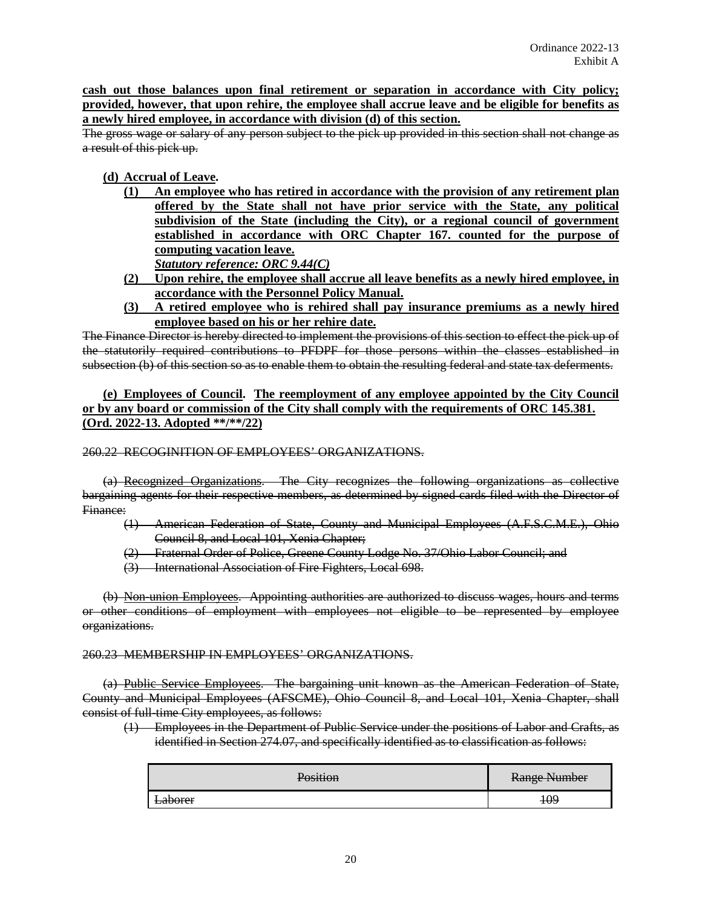**cash out those balances upon final retirement or separation in accordance with City policy; provided, however, that upon rehire, the employee shall accrue leave and be eligible for benefits as a newly hired employee, in accordance with division (d) of this section.**

~~The gross wage or salary of any person subject to the pick up provided in this section shall not change as a result of this pick up.~~

**(d) Accrual of Leave.**

**(1) An employee who has retired in accordance with the provision of any retirement plan offered by the State shall not have prior service with the State, any political subdivision of the State (including the City), or a regional council of government established in accordance with ORC Chapter 167. counted for the purpose of computing vacation leave.**
***Statutory reference: ORC 9.44(C)***

**(2) Upon rehire, the employee shall accrue all leave benefits as a newly hired employee, in accordance with the Personnel Policy Manual.**

**(3) A retired employee who is rehired shall pay insurance premiums as a newly hired employee based on his or her rehire date.**

~~The Finance Director is hereby directed to implement the provisions of this section to effect the pick up of the statutorily required contributions to PFDPF for those persons within the classes established in subsection (b) of this section so as to enable them to obtain the resulting federal and state tax deferments.~~

**(e) Employees of Council. The reemployment of any employee appointed by the City Council or by any board or commission of the City shall comply with the requirements of ORC 145.381. (Ord. 2022-13. Adopted \*\*/\*\*/22)**

~~260.22 RECOGINITION OF EMPLOYEES' ORGANIZATIONS.~~

~~(a) Recognized Organizations. The City recognizes the following organizations as collective bargaining agents for their respective members, as determined by signed cards filed with the Director of Finance:~~

~~(1) American Federation of State, County and Municipal Employees (A.F.S.C.M.E.), Ohio Council 8, and Local 101, Xenia Chapter;~~

~~(2) Fraternal Order of Police, Greene County Lodge No. 37/Ohio Labor Council; and~~

~~(3) International Association of Fire Fighters, Local 698.~~

~~(b) Non-union Employees. Appointing authorities are authorized to discuss wages, hours and terms or other conditions of employment with employees not eligible to be represented by employee organizations.~~

~~260.23 MEMBERSHIP IN EMPLOYEES' ORGANIZATIONS.~~

~~(a) Public Service Employees. The bargaining unit known as the American Federation of State, County and Municipal Employees (AFSCME), Ohio Council 8, and Local 101, Xenia Chapter, shall consist of full-time City employees, as follows:~~

~~(1) Employees in the Department of Public Service under the positions of Labor and Crafts, as identified in Section 274.07, and specifically identified as to classification as follows:~~

| ~~Position~~ | ~~Range Number~~ |
|---|---|
| ~~Laborer~~ | ~~109~~ |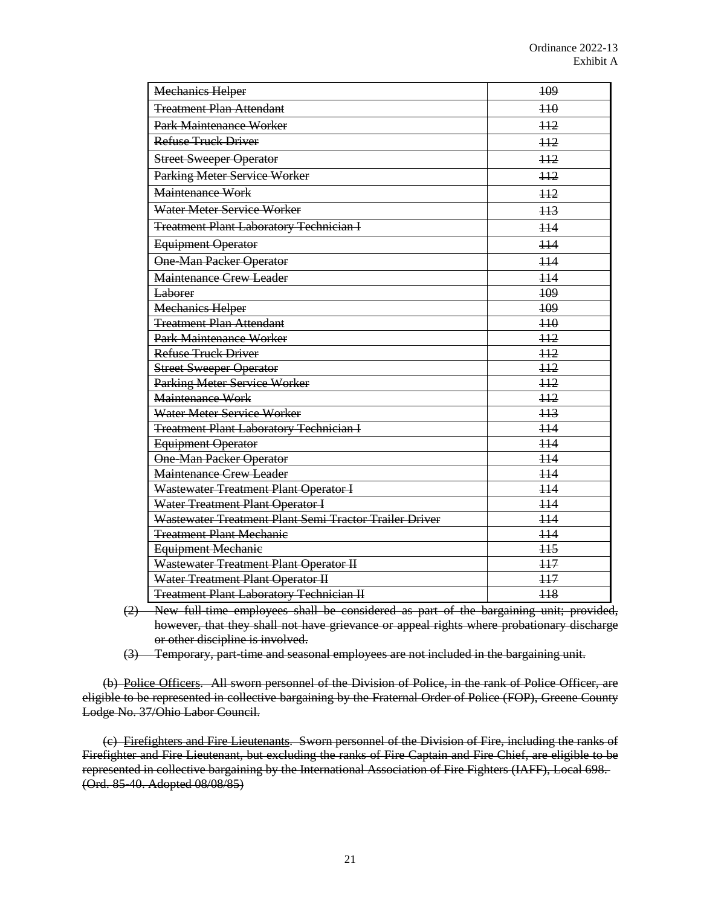| ~~Mechanics Helper~~ | ~~109~~ |
|---|---|
| ~~Treatment Plan Attendant~~ | ~~110~~ |
| ~~Park Maintenance Worker~~ | ~~112~~ |
| ~~Refuse Truck Driver~~ | ~~112~~ |
| ~~Street Sweeper Operator~~ | ~~112~~ |
| ~~Parking Meter Service Worker~~ | ~~112~~ |
| ~~Maintenance Work~~ | ~~112~~ |
| ~~Water Meter Service Worker~~ | ~~113~~ |
| ~~Treatment Plant Laboratory Technician I~~ | ~~114~~ |
| ~~Equipment Operator~~ | ~~114~~ |
| ~~One-Man Packer Operator~~ | ~~114~~ |
| ~~Maintenance Crew Leader~~ | ~~114~~ |
| ~~Laborer~~ | ~~109~~ |
| ~~Mechanics Helper~~ | ~~109~~ |
| ~~Treatment Plan Attendant~~ | ~~110~~ |
| ~~Park Maintenance Worker~~ | ~~112~~ |
| ~~Refuse Truck Driver~~ | ~~112~~ |
| ~~Street Sweeper Operator~~ | ~~112~~ |
| ~~Parking Meter Service Worker~~ | ~~112~~ |
| ~~Maintenance Work~~ | ~~112~~ |
| ~~Water Meter Service Worker~~ | ~~113~~ |
| ~~Treatment Plant Laboratory Technician I~~ | ~~114~~ |
| ~~Equipment Operator~~ | ~~114~~ |
| ~~One-Man Packer Operator~~ | ~~114~~ |
| ~~Maintenance Crew Leader~~ | ~~114~~ |
| ~~Wastewater Treatment Plant Operator I~~ | ~~114~~ |
| ~~Water Treatment Plant Operator I~~ | ~~114~~ |
| ~~Wastewater Treatment Plant Semi Tractor Trailer Driver~~ | ~~114~~ |
| ~~Treatment Plant Mechanic~~ | ~~114~~ |
| ~~Equipment Mechanic~~ | ~~115~~ |
| ~~Wastewater Treatment Plant Operator II~~ | ~~117~~ |
| ~~Water Treatment Plant Operator II~~ | ~~117~~ |
| ~~Treatment Plant Laboratory Technician II~~ | ~~118~~ |

~~(2) New full-time employees shall be considered as part of the bargaining unit; provided, however, that they shall not have grievance or appeal rights where probationary discharge or other discipline is involved.~~

~~(3) Temporary, part-time and seasonal employees are not included in the bargaining unit.~~

~~(b) Police Officers. All sworn personnel of the Division of Police, in the rank of Police Officer, are eligible to be represented in collective bargaining by the Fraternal Order of Police (FOP), Greene County Lodge No. 37/Ohio Labor Council.~~

~~(c) Firefighters and Fire Lieutenants. Sworn personnel of the Division of Fire, including the ranks of Firefighter and Fire Lieutenant, but excluding the ranks of Fire Captain and Fire Chief, are eligible to be represented in collective bargaining by the International Association of Fire Fighters (IAFF), Local 698. (Ord. 85-40. Adopted 08/08/85)~~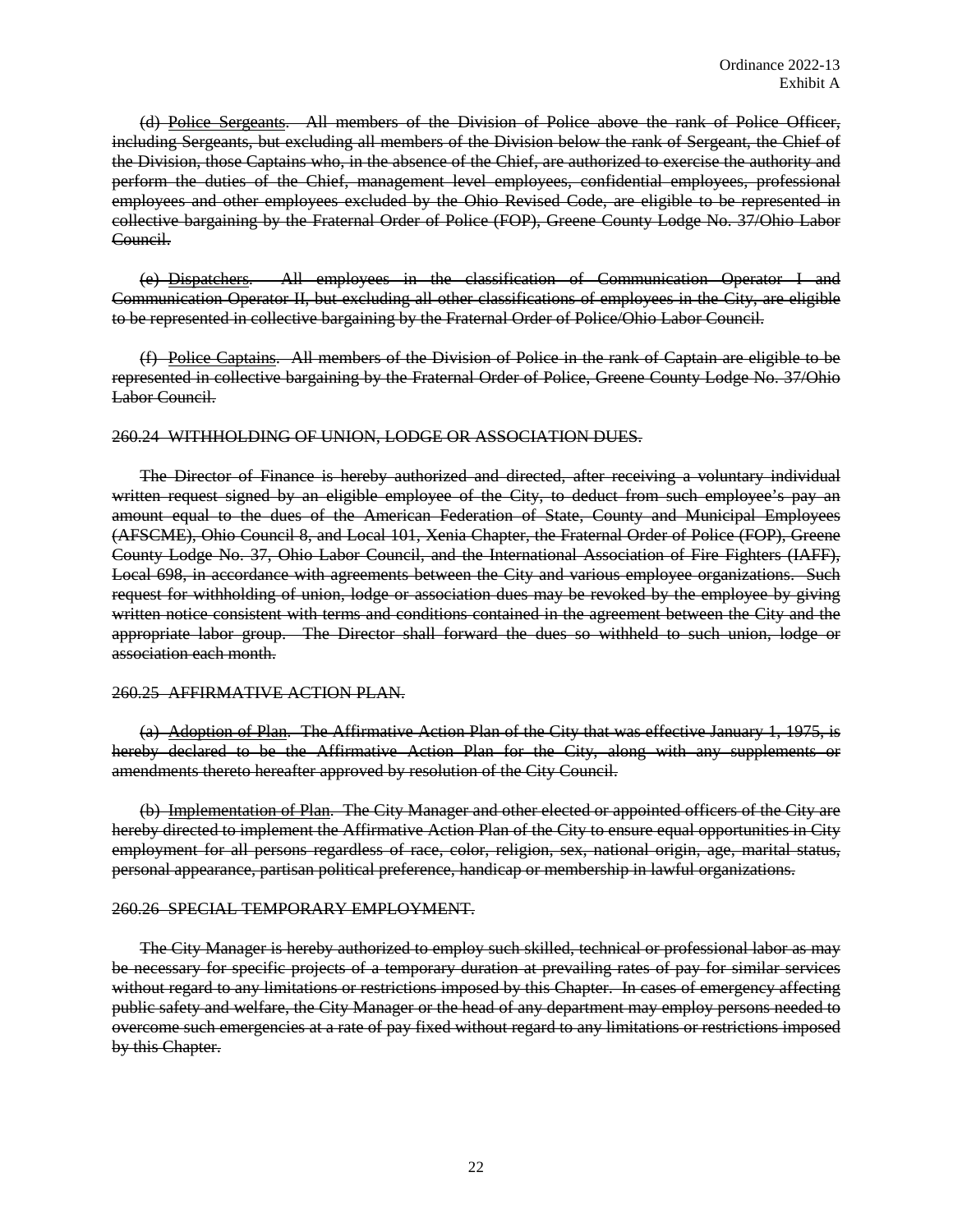(d) Police Sergeants. All members of the Division of Police above the rank of Police Officer, including Sergeants, but excluding all members of the Division below the rank of Sergeant, the Chief of the Division, those Captains who, in the absence of the Chief, are authorized to exercise the authority and perform the duties of the Chief, management level employees, confidential employees, professional employees and other employees excluded by the Ohio Revised Code, are eligible to be represented in collective bargaining by the Fraternal Order of Police (FOP), Greene County Lodge No. 37/Ohio Labor Council.

(e) Dispatchers. All employees in the classification of Communication Operator I and Communication Operator II, but excluding all other classifications of employees in the City, are eligible to be represented in collective bargaining by the Fraternal Order of Police/Ohio Labor Council.

(f) Police Captains. All members of the Division of Police in the rank of Captain are eligible to be represented in collective bargaining by the Fraternal Order of Police, Greene County Lodge No. 37/Ohio Labor Council.

260.24 WITHHOLDING OF UNION, LODGE OR ASSOCIATION DUES.

The Director of Finance is hereby authorized and directed, after receiving a voluntary individual written request signed by an eligible employee of the City, to deduct from such employee's pay an amount equal to the dues of the American Federation of State, County and Municipal Employees (AFSCME), Ohio Council 8, and Local 101, Xenia Chapter, the Fraternal Order of Police (FOP), Greene County Lodge No. 37, Ohio Labor Council, and the International Association of Fire Fighters (IAFF), Local 698, in accordance with agreements between the City and various employee organizations. Such request for withholding of union, lodge or association dues may be revoked by the employee by giving written notice consistent with terms and conditions contained in the agreement between the City and the appropriate labor group. The Director shall forward the dues so withheld to such union, lodge or association each month.

260.25 AFFIRMATIVE ACTION PLAN.

(a) Adoption of Plan. The Affirmative Action Plan of the City that was effective January 1, 1975, is hereby declared to be the Affirmative Action Plan for the City, along with any supplements or amendments thereto hereafter approved by resolution of the City Council.

(b) Implementation of Plan. The City Manager and other elected or appointed officers of the City are hereby directed to implement the Affirmative Action Plan of the City to ensure equal opportunities in City employment for all persons regardless of race, color, religion, sex, national origin, age, marital status, personal appearance, partisan political preference, handicap or membership in lawful organizations.

260.26 SPECIAL TEMPORARY EMPLOYMENT.

The City Manager is hereby authorized to employ such skilled, technical or professional labor as may be necessary for specific projects of a temporary duration at prevailing rates of pay for similar services without regard to any limitations or restrictions imposed by this Chapter. In cases of emergency affecting public safety and welfare, the City Manager or the head of any department may employ persons needed to overcome such emergencies at a rate of pay fixed without regard to any limitations or restrictions imposed by this Chapter.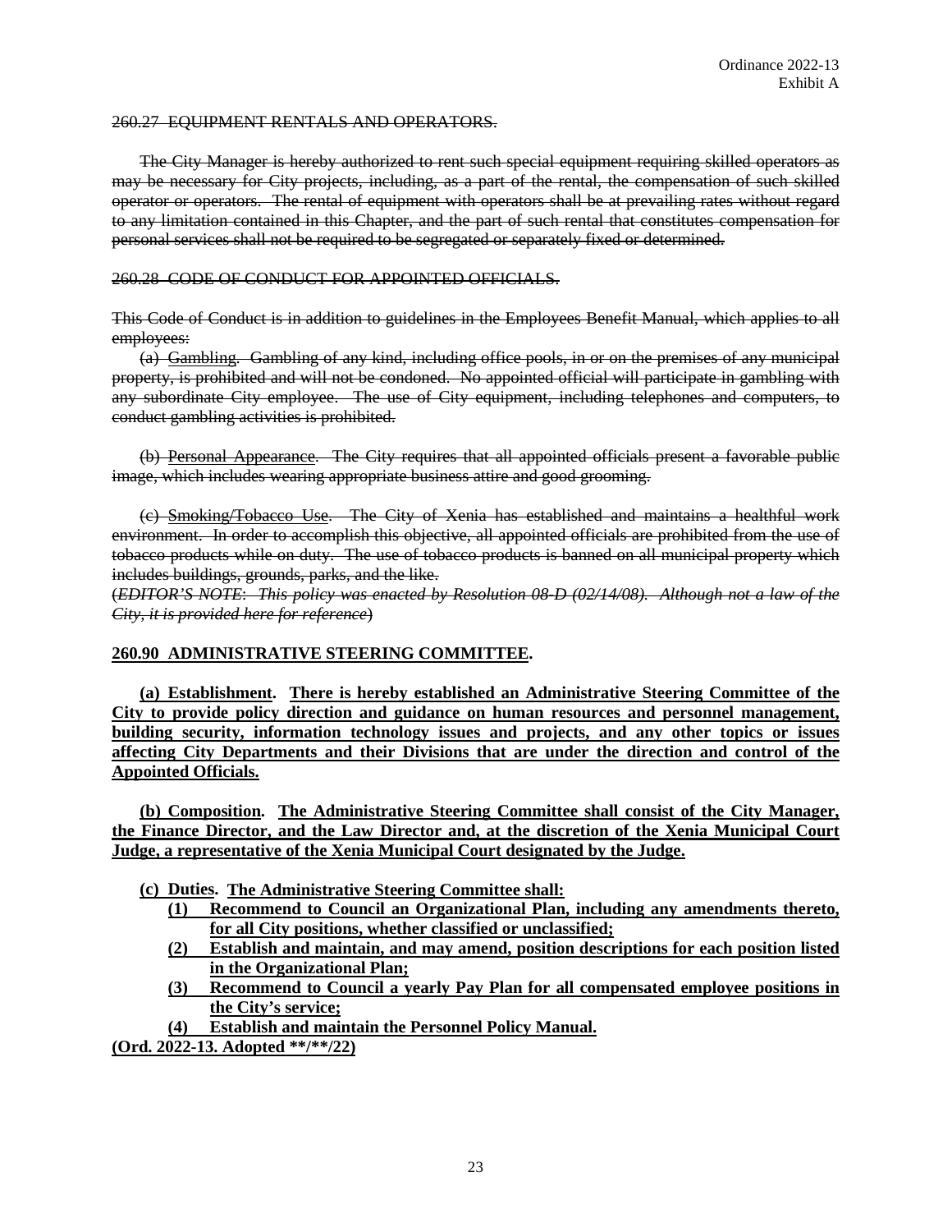Ordinance 2022-13
Exhibit A

~~260.27 EQUIPMENT RENTALS AND OPERATORS.~~

~~The City Manager is hereby authorized to rent such special equipment requiring skilled operators as may be necessary for City projects, including, as a part of the rental, the compensation of such skilled operator or operators. The rental of equipment with operators shall be at prevailing rates without regard to any limitation contained in this Chapter, and the part of such rental that constitutes compensation for personal services shall not be required to be segregated or separately fixed or determined.~~

~~260.28 CODE OF CONDUCT FOR APPOINTED OFFICIALS.~~

~~This Code of Conduct is in addition to guidelines in the Employees Benefit Manual, which applies to all employees:~~

~~(a) Gambling. Gambling of any kind, including office pools, in or on the premises of any municipal property, is prohibited and will not be condoned. No appointed official will participate in gambling with any subordinate City employee. The use of City equipment, including telephones and computers, to conduct gambling activities is prohibited.~~

~~(b) Personal Appearance. The City requires that all appointed officials present a favorable public image, which includes wearing appropriate business attire and good grooming.~~

~~(c) Smoking/Tobacco Use. The City of Xenia has established and maintains a healthful work environment. In order to accomplish this objective, all appointed officials are prohibited from the use of tobacco products while on duty. The use of tobacco products is banned on all municipal property which includes buildings, grounds, parks, and the like.~~
~~(*EDITOR'S NOTE: This policy was enacted by Resolution 08-D (02/14/08). Although not a law of the City, it is provided here for reference*)~~

**260.90 ADMINISTRATIVE STEERING COMMITTEE.**

**(a) Establishment. There is hereby established an Administrative Steering Committee of the City to provide policy direction and guidance on human resources and personnel management, building security, information technology issues and projects, and any other topics or issues affecting City Departments and their Divisions that are under the direction and control of the Appointed Officials.**

**(b) Composition. The Administrative Steering Committee shall consist of the City Manager, the Finance Director, and the Law Director and, at the discretion of the Xenia Municipal Court Judge, a representative of the Xenia Municipal Court designated by the Judge.**

**(c) Duties. The Administrative Steering Committee shall:**

**(1) Recommend to Council an Organizational Plan, including any amendments thereto, for all City positions, whether classified or unclassified;**

**(2) Establish and maintain, and may amend, position descriptions for each position listed in the Organizational Plan;**

**(3) Recommend to Council a yearly Pay Plan for all compensated employee positions in the City's service;**

**(4) Establish and maintain the Personnel Policy Manual.**

**(Ord. 2022-13. Adopted \*\*/\*\*/22)**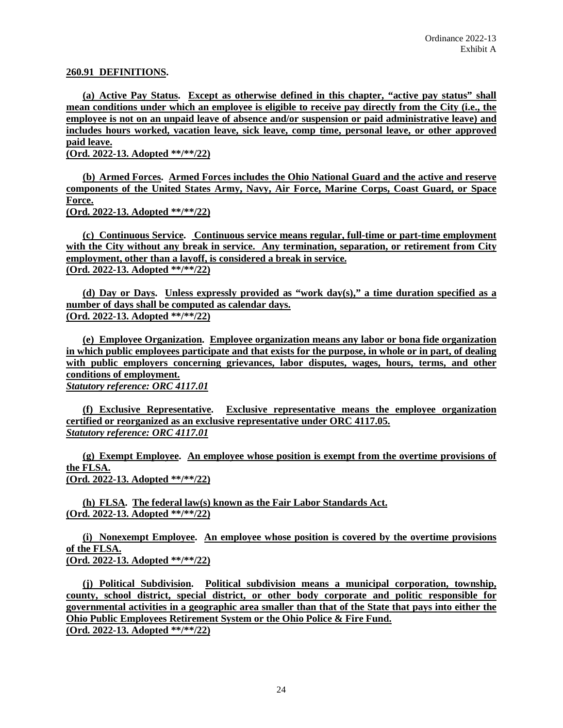Ordinance 2022-13
Exhibit A

**260.91 DEFINITIONS.**

**(a) Active Pay Status. Except as otherwise defined in this chapter, "active pay status" shall mean conditions under which an employee is eligible to receive pay directly from the City (i.e., the employee is not on an unpaid leave of absence and/or suspension or paid administrative leave) and includes hours worked, vacation leave, sick leave, comp time, personal leave, or other approved paid leave.**
**(Ord. 2022-13. Adopted \*\*/\*\*/22)**

**(b) Armed Forces. Armed Forces includes the Ohio National Guard and the active and reserve components of the United States Army, Navy, Air Force, Marine Corps, Coast Guard, or Space Force.**
**(Ord. 2022-13. Adopted \*\*/\*\*/22)**

**(c) Continuous Service. Continuous service means regular, full-time or part-time employment with the City without any break in service. Any termination, separation, or retirement from City employment, other than a layoff, is considered a break in service.**
**(Ord. 2022-13. Adopted \*\*/\*\*/22)**

**(d) Day or Days. Unless expressly provided as "work day(s)," a time duration specified as a number of days shall be computed as calendar days.**
**(Ord. 2022-13. Adopted \*\*/\*\*/22)**

**(e) Employee Organization. Employee organization means any labor or bona fide organization in which public employees participate and that exists for the purpose, in whole or in part, of dealing with public employers concerning grievances, labor disputes, wages, hours, terms, and other conditions of employment.**
***Statutory reference: ORC 4117.01***

**(f) Exclusive Representative. Exclusive representative means the employee organization certified or reorganized as an exclusive representative under ORC 4117.05.**
***Statutory reference: ORC 4117.01***

**(g) Exempt Employee. An employee whose position is exempt from the overtime provisions of the FLSA.**
**(Ord. 2022-13. Adopted \*\*/\*\*/22)**

**(h) FLSA. The federal law(s) known as the Fair Labor Standards Act.**
**(Ord. 2022-13. Adopted \*\*/\*\*/22)**

**(i) Nonexempt Employee. An employee whose position is covered by the overtime provisions of the FLSA.**
**(Ord. 2022-13. Adopted \*\*/\*\*/22)**

**(j) Political Subdivision. Political subdivision means a municipal corporation, township, county, school district, special district, or other body corporate and politic responsible for governmental activities in a geographic area smaller than that of the State that pays into either the Ohio Public Employees Retirement System or the Ohio Police & Fire Fund.**
**(Ord. 2022-13. Adopted \*\*/\*\*/22)**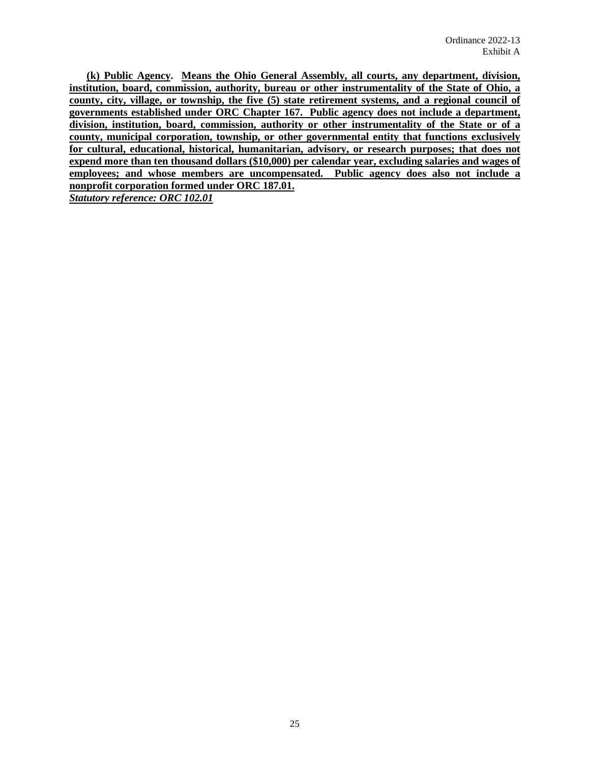**(k) Public Agency. Means the Ohio General Assembly, all courts, any department, division, institution, board, commission, authority, bureau or other instrumentality of the State of Ohio, a county, city, village, or township, the five (5) state retirement systems, and a regional council of governments established under ORC Chapter 167. Public agency does not include a department, division, institution, board, commission, authority or other instrumentality of the State or of a county, municipal corporation, township, or other governmental entity that functions exclusively for cultural, educational, historical, humanitarian, advisory, or research purposes; that does not expend more than ten thousand dollars ($10,000) per calendar year, excluding salaries and wages of employees; and whose members are uncompensated. Public agency does also not include a nonprofit corporation formed under ORC 187.01.**

***Statutory reference: ORC 102.01***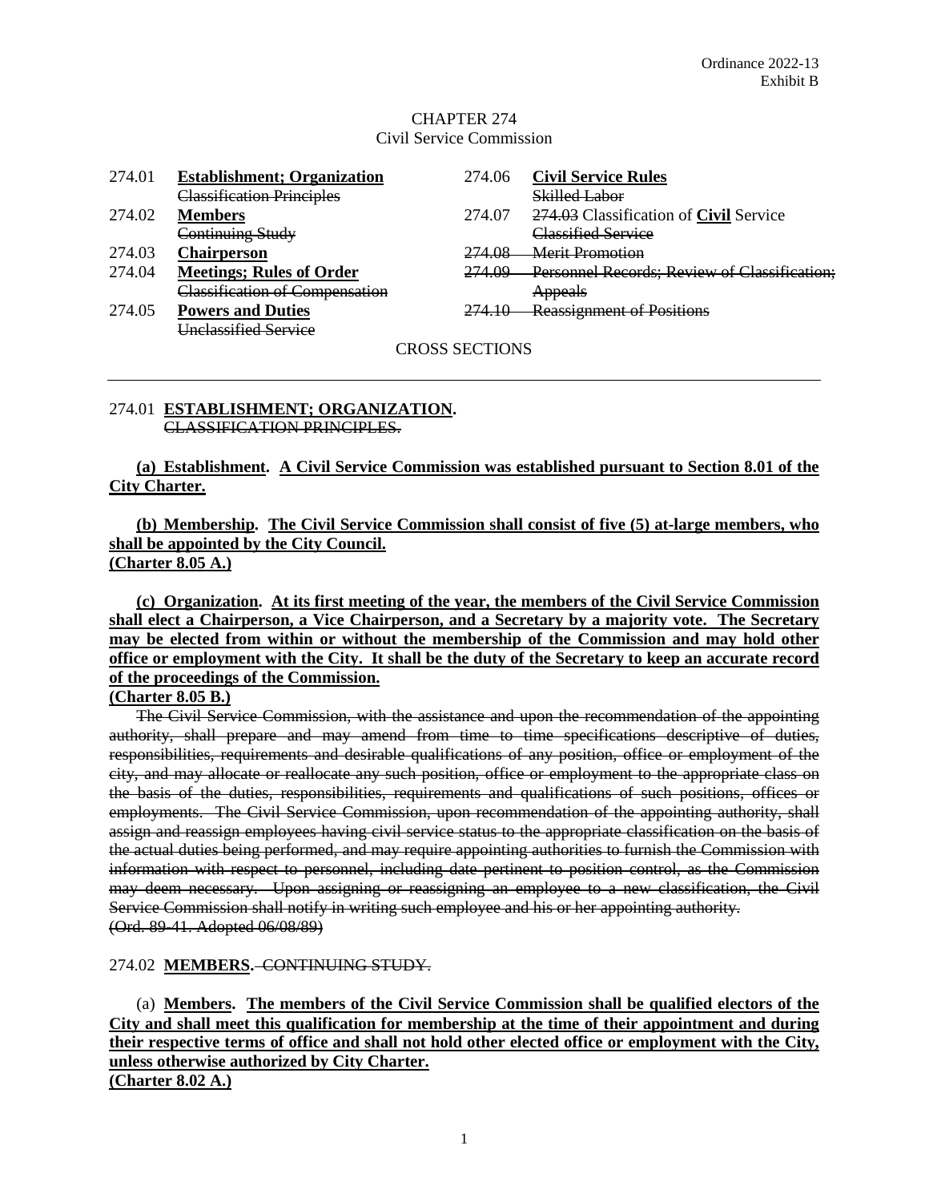# CHAPTER 274
## Civil Service Commission

| | | | |
|---|---|---|---|
| 274.01 | **Establishment; Organization** ~~Classification Principles~~ | 274.06 | **Civil Service Rules** ~~Skilled Labor~~ |
| 274.02 | **Members** ~~Continuing Study~~ | 274.07 | ~~274.03~~ Classification of **Civil** Service ~~Classified Service~~ |
| 274.03 | **Chairperson** | ~~274.08~~ | ~~Merit Promotion~~ |
| 274.04 | **Meetings; Rules of Order** ~~Classification of Compensation~~ | ~~274.09~~ | ~~Personnel Records; Review of Classification; Appeals~~ |
| 274.05 | **Powers and Duties** ~~Unclassified Service~~ | ~~274.10~~ | ~~Reassignment of Positions~~ |

CROSS SECTIONS

---

### 274.01 **ESTABLISHMENT; ORGANIZATION.** ~~CLASSIFICATION PRINCIPLES.~~

**(a) Establishment. A Civil Service Commission was established pursuant to Section 8.01 of the City Charter.**

**(b) Membership. The Civil Service Commission shall consist of five (5) at-large members, who shall be appointed by the City Council.**
**(Charter 8.05 A.)**

**(c) Organization. At its first meeting of the year, the members of the Civil Service Commission shall elect a Chairperson, a Vice Chairperson, and a Secretary by a majority vote. The Secretary may be elected from within or without the membership of the Commission and may hold other office or employment with the City. It shall be the duty of the Secretary to keep an accurate record of the proceedings of the Commission.**
**(Charter 8.05 B.)**

~~The Civil Service Commission, with the assistance and upon the recommendation of the appointing authority, shall prepare and may amend from time to time specifications descriptive of duties, responsibilities, requirements and desirable qualifications of any position, office or employment of the city, and may allocate or reallocate any such position, office or employment to the appropriate class on the basis of the duties, responsibilities, requirements and qualifications of such positions, offices or employments. The Civil Service Commission, upon recommendation of the appointing authority, shall assign and reassign employees having civil service status to the appropriate classification on the basis of the actual duties being performed, and may require appointing authorities to furnish the Commission with information with respect to personnel, including date pertinent to position control, as the Commission may deem necessary. Upon assigning or reassigning an employee to a new classification, the Civil Service Commission shall notify in writing such employee and his or her appointing authority.~~
~~(Ord. 89-41. Adopted 06/08/89)~~

### 274.02 **MEMBERS.** ~~CONTINUING STUDY.~~

(a) **Members. The members of the Civil Service Commission shall be qualified electors of the City and shall meet this qualification for membership at the time of their appointment and during their respective terms of office and shall not hold other elected office or employment with the City, unless otherwise authorized by City Charter.**
**(Charter 8.02 A.)**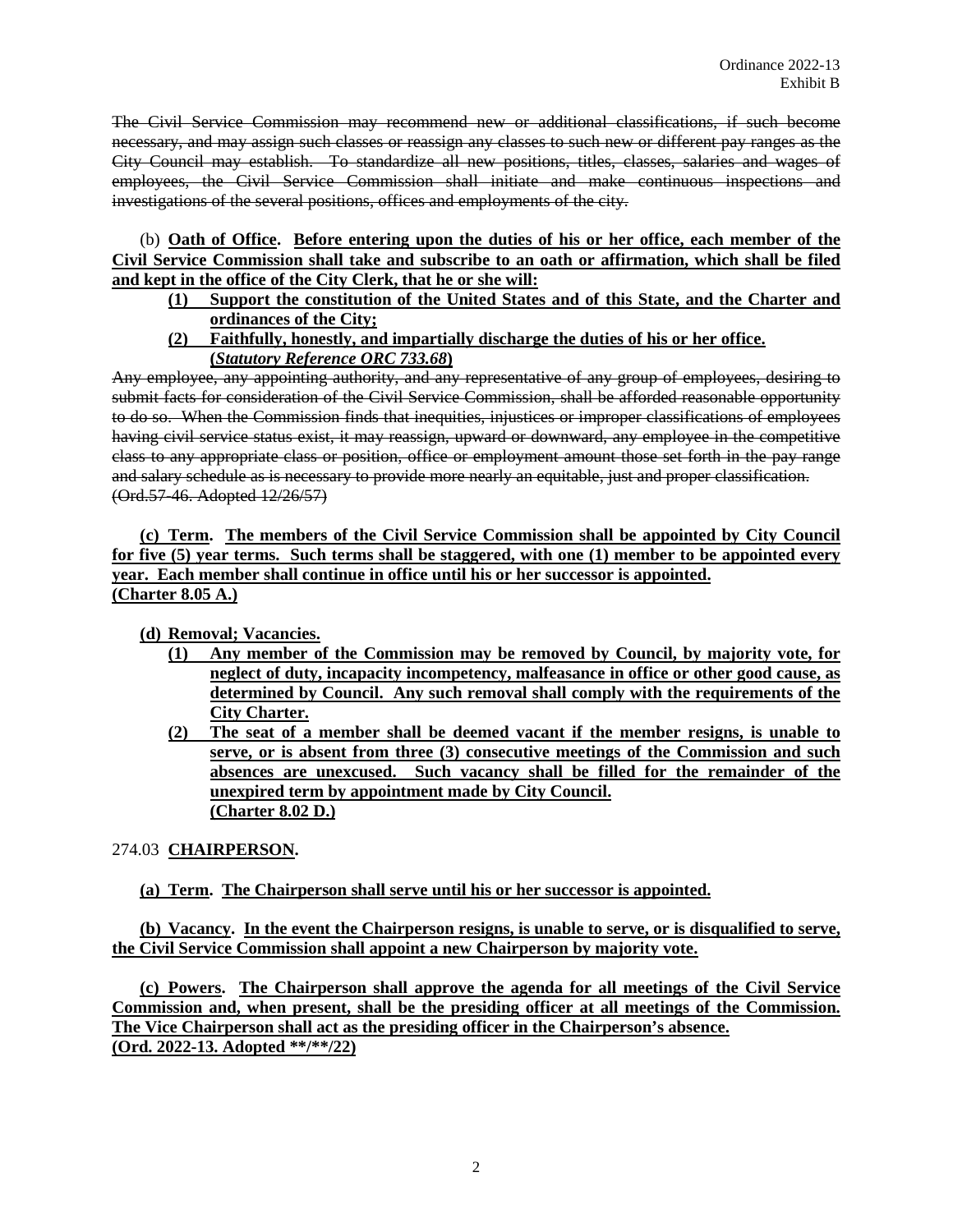~~The Civil Service Commission may recommend new or additional classifications, if such become necessary, and may assign such classes or reassign any classes to such new or different pay ranges as the City Council may establish. To standardize all new positions, titles, classes, salaries and wages of employees, the Civil Service Commission shall initiate and make continuous inspections and investigations of the several positions, offices and employments of the city.~~

(b) **<u>Oath of Office</u>. <u>Before entering upon the duties of his or her office, each member of the Civil Service Commission shall take and subscribe to an oath or affirmation, which shall be filed and kept in the office of the City Clerk, that he or she will:</u>**

**<u>(1) Support the constitution of the United States and of this State, and the Charter and ordinances of the City;</u>**

**<u>(2) Faithfully, honestly, and impartially discharge the duties of his or her office.</u>**
**<u>(*Statutory Reference ORC 733.68*)</u>**

~~Any employee, any appointing authority, and any representative of any group of employees, desiring to submit facts for consideration of the Civil Service Commission, shall be afforded reasonable opportunity to do so. When the Commission finds that inequities, injustices or improper classifications of employees having civil service status exist, it may reassign, upward or downward, any employee in the competitive class to any appropriate class or position, office or employment amount those set forth in the pay range and salary schedule as is necessary to provide more nearly an equitable, just and proper classification. (Ord.57-46. Adopted 12/26/57)~~

**<u>(c) Term</u>. <u>The members of the Civil Service Commission shall be appointed by City Council for five (5) year terms. Such terms shall be staggered, with one (1) member to be appointed every year. Each member shall continue in office until his or her successor is appointed.</u>**
**<u>(Charter 8.05 A.)</u>**

**<u>(d) Removal; Vacancies.</u>**

**<u>(1) Any member of the Commission may be removed by Council, by majority vote, for neglect of duty, incapacity incompetency, malfeasance in office or other good cause, as determined by Council. Any such removal shall comply with the requirements of the City Charter.</u>**

**<u>(2) The seat of a member shall be deemed vacant if the member resigns, is unable to serve, or is absent from three (3) consecutive meetings of the Commission and such absences are unexcused. Such vacancy shall be filled for the remainder of the unexpired term by appointment made by City Council.</u>**
**<u>(Charter 8.02 D.)</u>**

274.03 **<u>CHAIRPERSON</u>.**

**<u>(a) Term</u>. <u>The Chairperson shall serve until his or her successor is appointed.</u>**

**<u>(b) Vacancy</u>. <u>In the event the Chairperson resigns, is unable to serve, or is disqualified to serve, the Civil Service Commission shall appoint a new Chairperson by majority vote.</u>**

**<u>(c) Powers</u>. <u>The Chairperson shall approve the agenda for all meetings of the Civil Service Commission and, when present, shall be the presiding officer at all meetings of the Commission. The Vice Chairperson shall act as the presiding officer in the Chairperson's absence.</u>**
**<u>(Ord. 2022-13. Adopted **/**/22)</u>**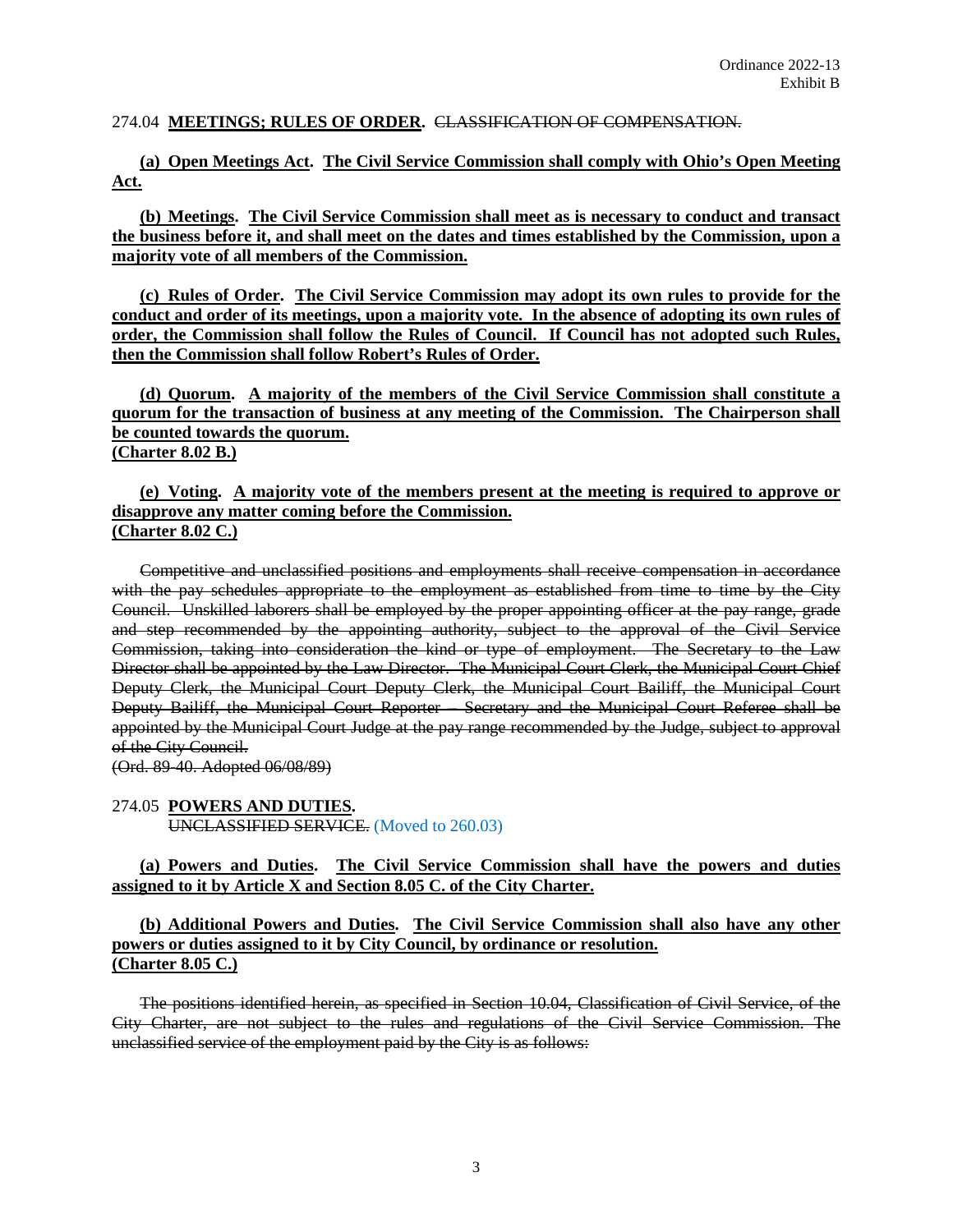274.04 **<u>MEETINGS; RULES OF ORDER</u>.** ~~CLASSIFICATION OF COMPENSATION.~~

**<u>(a) Open Meetings Act</u>. <u>The Civil Service Commission shall comply with Ohio's Open Meeting Act.</u>**

**<u>(b) Meetings</u>. <u>The Civil Service Commission shall meet as is necessary to conduct and transact the business before it, and shall meet on the dates and times established by the Commission, upon a majority vote of all members of the Commission.</u>**

**<u>(c) Rules of Order</u>. <u>The Civil Service Commission may adopt its own rules to provide for the conduct and order of its meetings, upon a majority vote. In the absence of adopting its own rules of order, the Commission shall follow the Rules of Council. If Council has not adopted such Rules, then the Commission shall follow Robert's Rules of Order.</u>**

**<u>(d) Quorum</u>. <u>A majority of the members of the Civil Service Commission shall constitute a quorum for the transaction of business at any meeting of the Commission. The Chairperson shall be counted towards the quorum.</u>**
**<u>(Charter 8.02 B.)</u>**

**<u>(e) Voting</u>. <u>A majority vote of the members present at the meeting is required to approve or disapprove any matter coming before the Commission.</u>**
**<u>(Charter 8.02 C.)</u>**

~~Competitive and unclassified positions and employments shall receive compensation in accordance with the pay schedules appropriate to the employment as established from time to time by the City Council. Unskilled laborers shall be employed by the proper appointing officer at the pay range, grade and step recommended by the appointing authority, subject to the approval of the Civil Service Commission, taking into consideration the kind or type of employment. The Secretary to the Law Director shall be appointed by the Law Director. The Municipal Court Clerk, the Municipal Court Chief Deputy Clerk, the Municipal Court Deputy Clerk, the Municipal Court Bailiff, the Municipal Court Deputy Bailiff, the Municipal Court Reporter – Secretary and the Municipal Court Referee shall be appointed by the Municipal Court Judge at the pay range recommended by the Judge, subject to approval of the City Council.~~
~~(Ord. 89-40. Adopted 06/08/89)~~

274.05 **<u>POWERS AND DUTIES</u>.**
~~UNCLASSIFIED SERVICE.~~ (Moved to 260.03)

**<u>(a) Powers and Duties</u>. <u>The Civil Service Commission shall have the powers and duties assigned to it by Article X and Section 8.05 C. of the City Charter.</u>**

**<u>(b) Additional Powers and Duties</u>. <u>The Civil Service Commission shall also have any other powers or duties assigned to it by City Council, by ordinance or resolution.</u>**
**<u>(Charter 8.05 C.)</u>**

~~The positions identified herein, as specified in Section 10.04, Classification of Civil Service, of the City Charter, are not subject to the rules and regulations of the Civil Service Commission. The unclassified service of the employment paid by the City is as follows:~~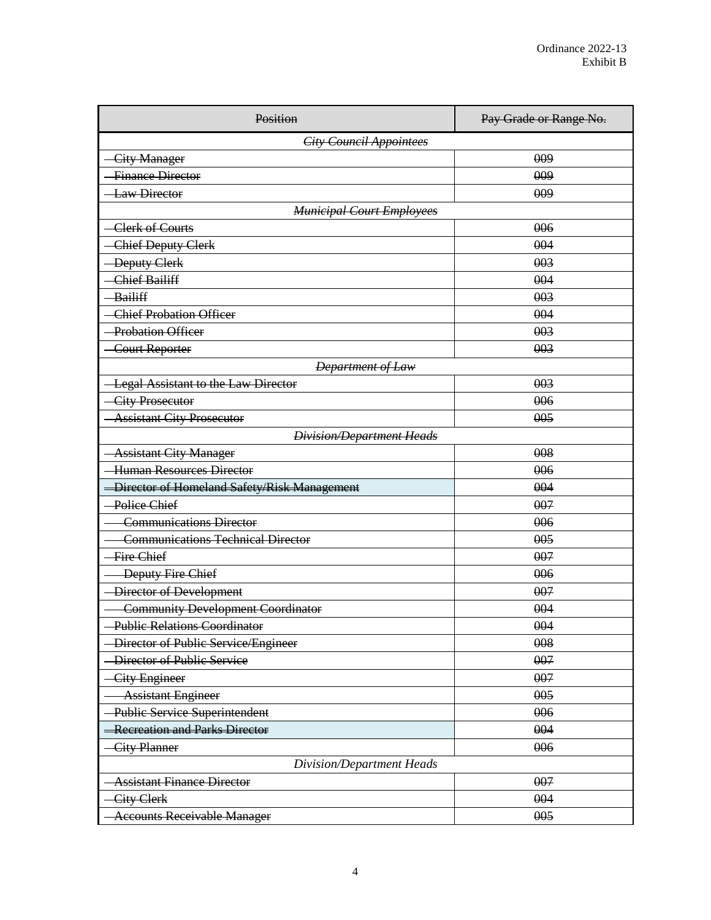Ordinance 2022-13
Exhibit B

| ~~Position~~ | ~~Pay Grade or Range No.~~ |
|---|---|
| ***~~City Council Appointees~~*** | |
| ~~City Manager~~ | ~~009~~ |
| ~~Finance Director~~ | ~~009~~ |
| ~~Law Director~~ | ~~009~~ |
| ***~~Municipal Court Employees~~*** | |
| ~~Clerk of Courts~~ | ~~006~~ |
| ~~Chief Deputy Clerk~~ | ~~004~~ |
| ~~Deputy Clerk~~ | ~~003~~ |
| ~~Chief Bailiff~~ | ~~004~~ |
| ~~Bailiff~~ | ~~003~~ |
| ~~Chief Probation Officer~~ | ~~004~~ |
| ~~Probation Officer~~ | ~~003~~ |
| ~~Court Reporter~~ | ~~003~~ |
| ***~~Department of Law~~*** | |
| ~~Legal Assistant to the Law Director~~ | ~~003~~ |
| ~~City Prosecutor~~ | ~~006~~ |
| ~~Assistant City Prosecutor~~ | ~~005~~ |
| ***~~Division/Department Heads~~*** | |
| ~~Assistant City Manager~~ | ~~008~~ |
| ~~Human Resources Director~~ | ~~006~~ |
| ~~Director of Homeland Safety/Risk Management~~ | ~~004~~ |
| ~~Police Chief~~ | ~~007~~ |
| ~~Communications Director~~ | ~~006~~ |
| ~~Communications Technical Director~~ | ~~005~~ |
| ~~Fire Chief~~ | ~~007~~ |
| ~~Deputy Fire Chief~~ | ~~006~~ |
| ~~Director of Development~~ | ~~007~~ |
| ~~Community Development Coordinator~~ | ~~004~~ |
| ~~Public Relations Coordinator~~ | ~~004~~ |
| ~~Director of Public Service/Engineer~~ | ~~008~~ |
| ~~Director of Public Service~~ | ~~007~~ |
| ~~City Engineer~~ | ~~007~~ |
| ~~Assistant Engineer~~ | ~~005~~ |
| ~~Public Service Superintendent~~ | ~~006~~ |
| ~~Recreation and Parks Director~~ | ~~004~~ |
| ~~City Planner~~ | ~~006~~ |
| *Division/Department Heads* | |
| ~~Assistant Finance Director~~ | ~~007~~ |
| ~~City Clerk~~ | ~~004~~ |
| ~~Accounts Receivable Manager~~ | ~~005~~ |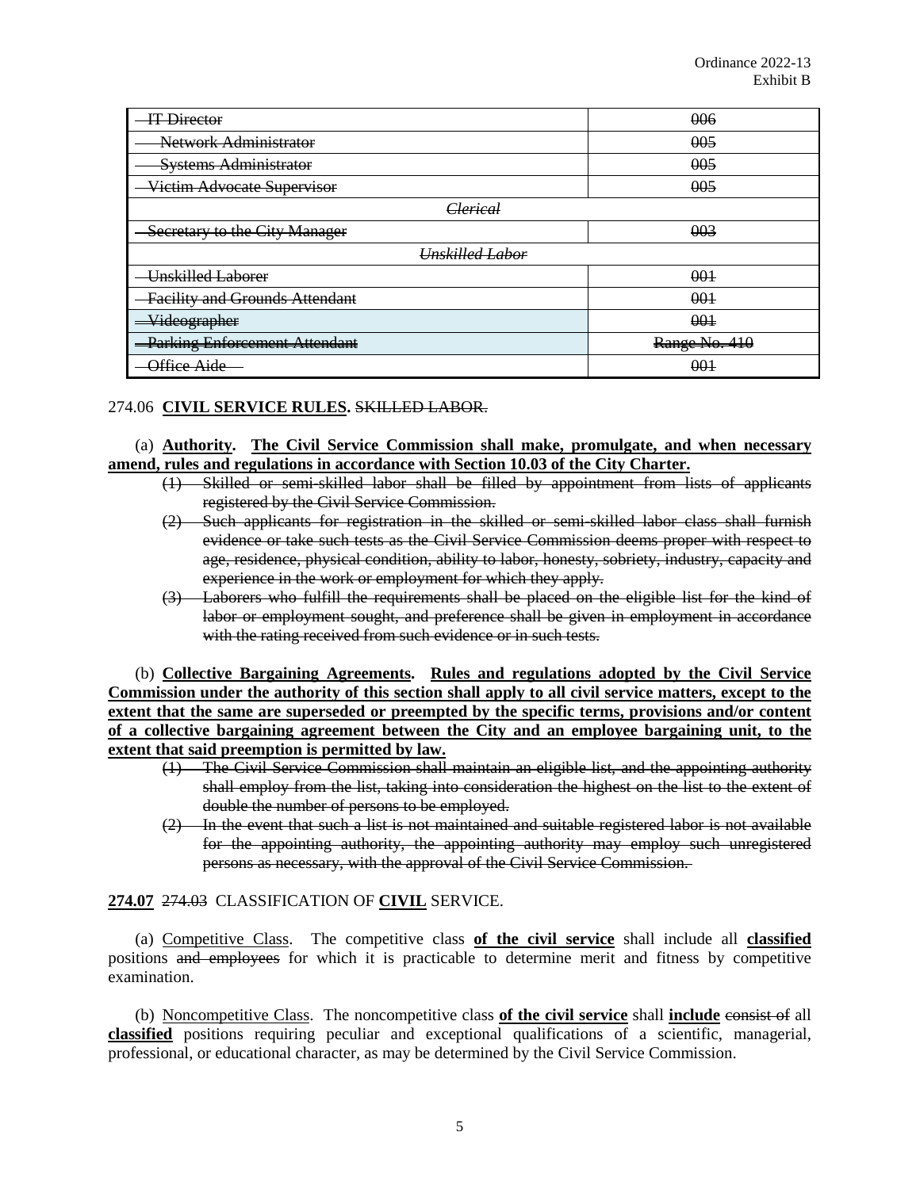Ordinance 2022-13
Exhibit B

| ~~IT Director~~ | ~~006~~ |
|---|---|
| ~~Network Administrator~~ | ~~005~~ |
| ~~Systems Administrator~~ | ~~005~~ |
| ~~Victim Advocate Supervisor~~ | ~~005~~ |
| ~~*Clerical*~~ | |
| ~~Secretary to the City Manager~~ | ~~003~~ |
| ~~*Unskilled Labor*~~ | |
| ~~Unskilled Laborer~~ | ~~001~~ |
| ~~Facility and Grounds Attendant~~ | ~~001~~ |
| ~~Videographer~~ | ~~001~~ |
| ~~Parking Enforcement Attendant~~ | ~~Range No. 410~~ |
| ~~Office Aide~~ | ~~001~~ |

274.06 **CIVIL SERVICE RULES.** ~~SKILLED LABOR.~~

(a) **Authority. The Civil Service Commission shall make, promulgate, and when necessary amend, rules and regulations in accordance with Section 10.03 of the City Charter.**

- ~~(1) Skilled or semi-skilled labor shall be filled by appointment from lists of applicants registered by the Civil Service Commission.~~
- ~~(2) Such applicants for registration in the skilled or semi-skilled labor class shall furnish evidence or take such tests as the Civil Service Commission deems proper with respect to age, residence, physical condition, ability to labor, honesty, sobriety, industry, capacity and experience in the work or employment for which they apply.~~
- ~~(3) Laborers who fulfill the requirements shall be placed on the eligible list for the kind of labor or employment sought, and preference shall be given in employment in accordance with the rating received from such evidence or in such tests.~~

(b) **Collective Bargaining Agreements. Rules and regulations adopted by the Civil Service Commission under the authority of this section shall apply to all civil service matters, except to the extent that the same are superseded or preempted by the specific terms, provisions and/or content of a collective bargaining agreement between the City and an employee bargaining unit, to the extent that said preemption is permitted by law.**

- ~~(1) The Civil Service Commission shall maintain an eligible list, and the appointing authority shall employ from the list, taking into consideration the highest on the list to the extent of double the number of persons to be employed.~~
- ~~(2) In the event that such a list is not maintained and suitable registered labor is not available for the appointing authority, the appointing authority may employ such unregistered persons as necessary, with the approval of the Civil Service Commission.~~

**274.07** ~~274.03~~ CLASSIFICATION OF **CIVIL** SERVICE.

(a) Competitive Class. The competitive class **of the civil service** shall include all **classified** positions ~~and employees~~ for which it is practicable to determine merit and fitness by competitive examination.

(b) Noncompetitive Class. The noncompetitive class **of the civil service** shall **include** ~~consist of~~ all **classified** positions requiring peculiar and exceptional qualifications of a scientific, managerial, professional, or educational character, as may be determined by the Civil Service Commission.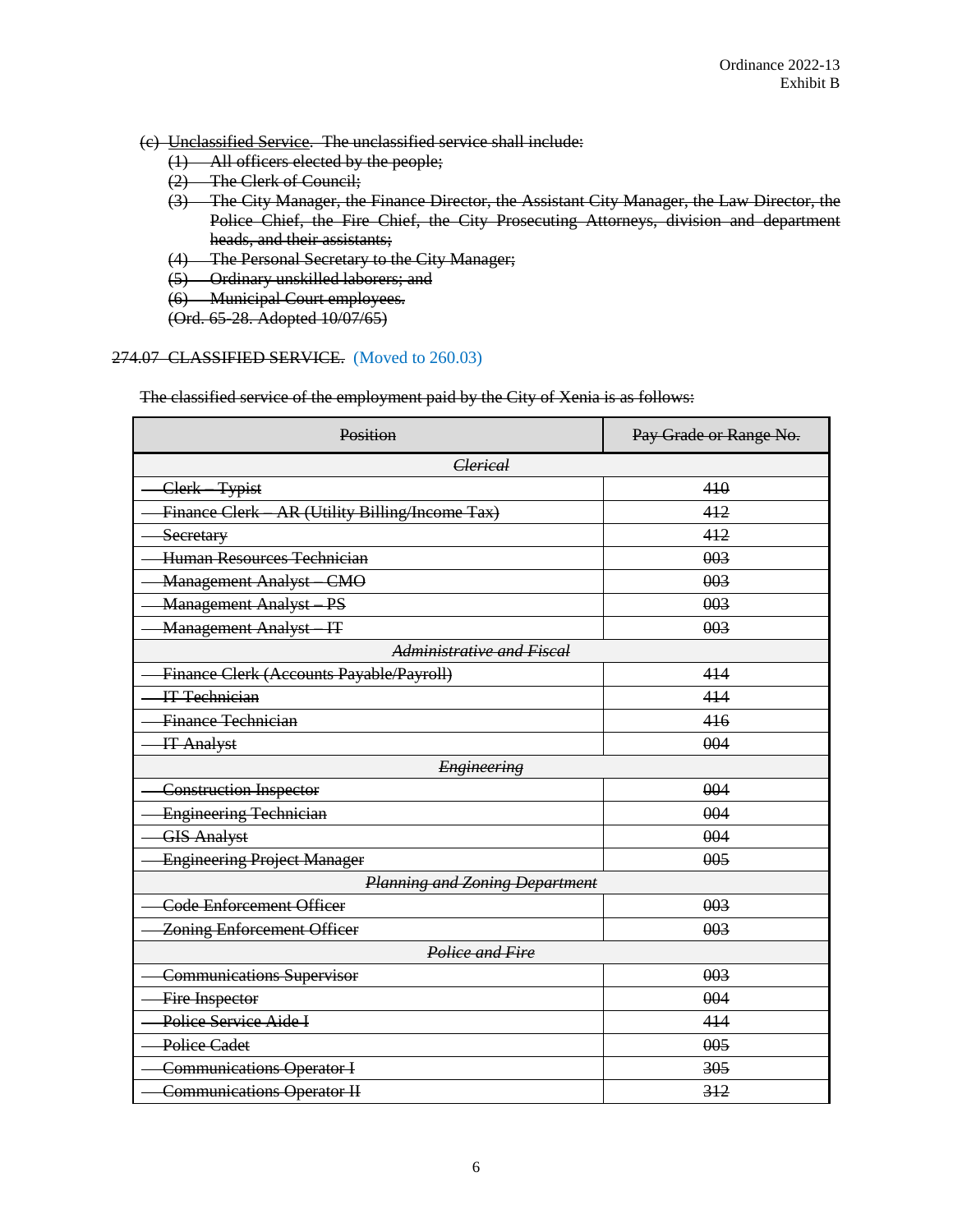Ordinance 2022-13
Exhibit B

~~(c) Unclassified Service. The unclassified service shall include:~~
~~(1) All officers elected by the people;~~
~~(2) The Clerk of Council;~~
~~(3) The City Manager, the Finance Director, the Assistant City Manager, the Law Director, the Police Chief, the Fire Chief, the City Prosecuting Attorneys, division and department heads, and their assistants;~~
~~(4) The Personal Secretary to the City Manager;~~
~~(5) Ordinary unskilled laborers; and~~
~~(6) Municipal Court employees.~~
~~(Ord. 65-28. Adopted 10/07/65)~~

~~274.07 CLASSIFIED SERVICE.~~ (Moved to 260.03)

~~The classified service of the employment paid by the City of Xenia is as follows:~~

| ~~Position~~ | ~~Pay Grade or Range No.~~ |
|---|---|
| ~~*Clerical*~~ | |
| ~~Clerk – Typist~~ | ~~410~~ |
| ~~Finance Clerk – AR (Utility Billing/Income Tax)~~ | ~~412~~ |
| ~~Secretary~~ | ~~412~~ |
| ~~Human Resources Technician~~ | ~~003~~ |
| ~~Management Analyst – CMO~~ | ~~003~~ |
| ~~Management Analyst – PS~~ | ~~003~~ |
| ~~Management Analyst – IT~~ | ~~003~~ |
| ~~*Administrative and Fiscal*~~ | |
| ~~Finance Clerk (Accounts Payable/Payroll)~~ | ~~414~~ |
| ~~IT Technician~~ | ~~414~~ |
| ~~Finance Technician~~ | ~~416~~ |
| ~~IT Analyst~~ | ~~004~~ |
| ~~*Engineering*~~ | |
| ~~Construction Inspector~~ | ~~004~~ |
| ~~Engineering Technician~~ | ~~004~~ |
| ~~GIS Analyst~~ | ~~004~~ |
| ~~Engineering Project Manager~~ | ~~005~~ |
| ~~*Planning and Zoning Department*~~ | |
| ~~Code Enforcement Officer~~ | ~~003~~ |
| ~~Zoning Enforcement Officer~~ | ~~003~~ |
| ~~*Police and Fire*~~ | |
| ~~Communications Supervisor~~ | ~~003~~ |
| ~~Fire Inspector~~ | ~~004~~ |
| ~~Police Service Aide I~~ | ~~414~~ |
| ~~Police Cadet~~ | ~~005~~ |
| ~~Communications Operator I~~ | ~~305~~ |
| ~~Communications Operator II~~ | ~~312~~ |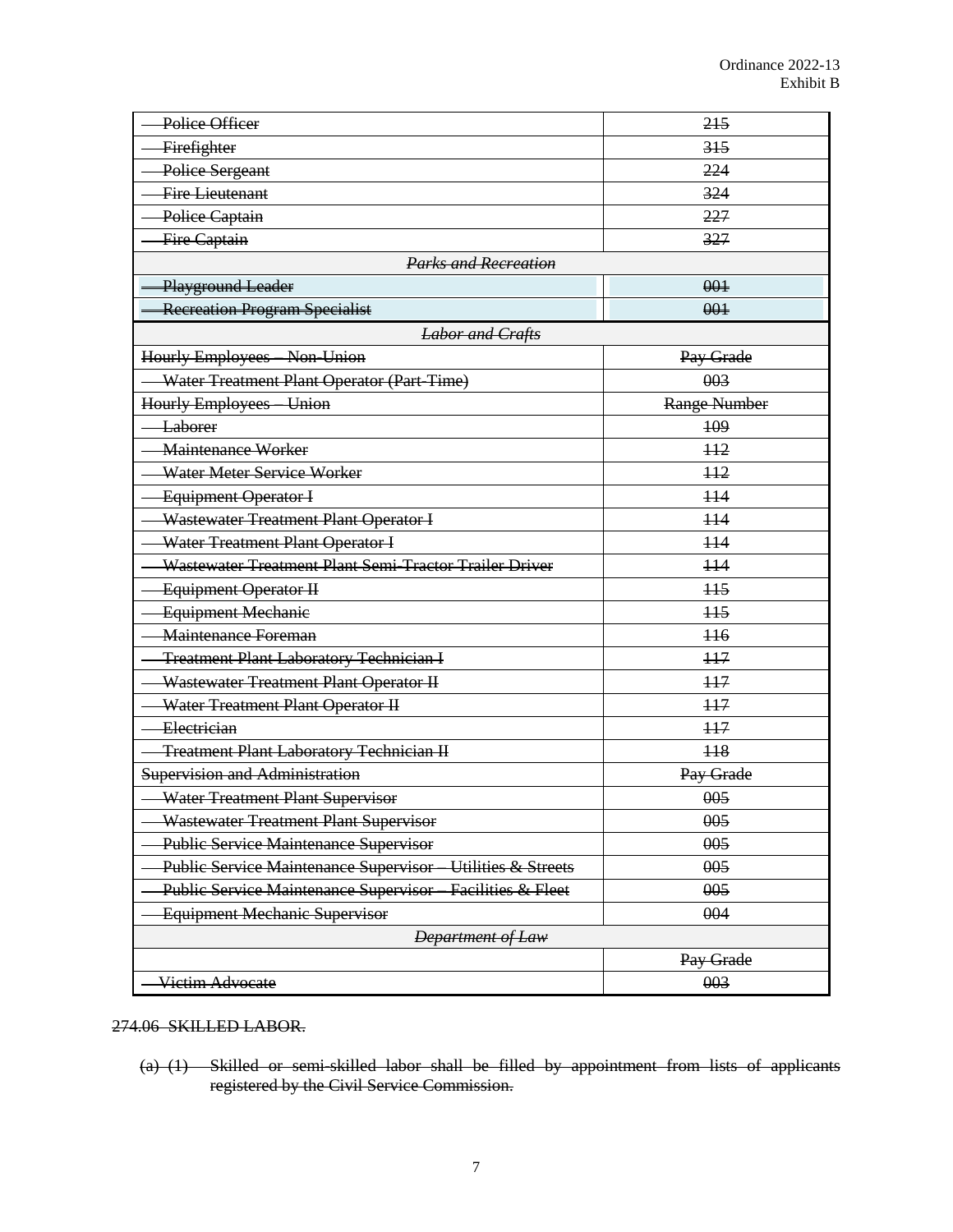Ordinance 2022-13
Exhibit B

| ~~Police Officer~~ | ~~215~~ |
|---|---|
| ~~Firefighter~~ | ~~315~~ |
| ~~Police Sergeant~~ | ~~224~~ |
| ~~Fire Lieutenant~~ | ~~324~~ |
| ~~Police Captain~~ | ~~227~~ |
| ~~Fire Captain~~ | ~~327~~ |
| ***~~Parks and Recreation~~*** | |
| ~~Playground Leader~~ | ~~001~~ |
| ~~Recreation Program Specialist~~ | ~~001~~ |
| ***~~Labor and Crafts~~*** | |
| ~~Hourly Employees – Non-Union~~ | ~~Pay Grade~~ |
| ~~Water Treatment Plant Operator (Part-Time)~~ | ~~003~~ |
| ~~Hourly Employees – Union~~ | ~~Range Number~~ |
| ~~Laborer~~ | ~~109~~ |
| ~~Maintenance Worker~~ | ~~112~~ |
| ~~Water Meter Service Worker~~ | ~~112~~ |
| ~~Equipment Operator I~~ | ~~114~~ |
| ~~Wastewater Treatment Plant Operator I~~ | ~~114~~ |
| ~~Water Treatment Plant Operator I~~ | ~~114~~ |
| ~~Wastewater Treatment Plant Semi-Tractor Trailer Driver~~ | ~~114~~ |
| ~~Equipment Operator II~~ | ~~115~~ |
| ~~Equipment Mechanic~~ | ~~115~~ |
| ~~Maintenance Foreman~~ | ~~116~~ |
| ~~Treatment Plant Laboratory Technician I~~ | ~~117~~ |
| ~~Wastewater Treatment Plant Operator II~~ | ~~117~~ |
| ~~Water Treatment Plant Operator II~~ | ~~117~~ |
| ~~Electrician~~ | ~~117~~ |
| ~~Treatment Plant Laboratory Technician II~~ | ~~118~~ |
| ~~Supervision and Administration~~ | ~~Pay Grade~~ |
| ~~Water Treatment Plant Supervisor~~ | ~~005~~ |
| ~~Wastewater Treatment Plant Supervisor~~ | ~~005~~ |
| ~~Public Service Maintenance Supervisor~~ | ~~005~~ |
| ~~Public Service Maintenance Supervisor – Utilities & Streets~~ | ~~005~~ |
| ~~Public Service Maintenance Supervisor – Facilities & Fleet~~ | ~~005~~ |
| ~~Equipment Mechanic Supervisor~~ | ~~004~~ |
| ***~~Department of Law~~*** | |
| | ~~Pay Grade~~ |
| ~~Victim Advocate~~ | ~~003~~ |

~~274.06 SKILLED LABOR.~~

~~(a) (1) Skilled or semi-skilled labor shall be filled by appointment from lists of applicants registered by the Civil Service Commission.~~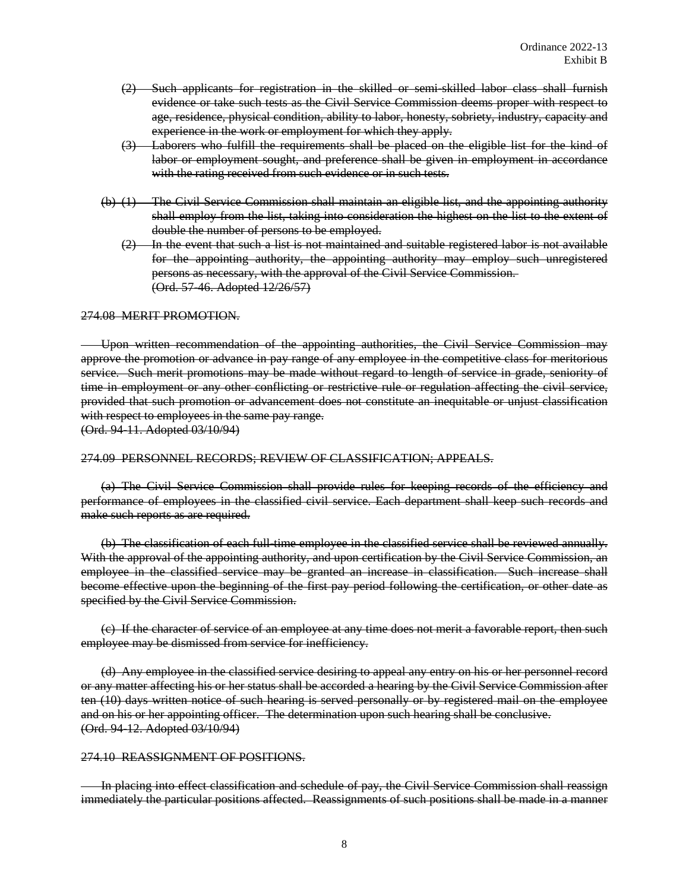~~(2) Such applicants for registration in the skilled or semi-skilled labor class shall furnish evidence or take such tests as the Civil Service Commission deems proper with respect to age, residence, physical condition, ability to labor, honesty, sobriety, industry, capacity and experience in the work or employment for which they apply.~~

~~(3) Laborers who fulfill the requirements shall be placed on the eligible list for the kind of labor or employment sought, and preference shall be given in employment in accordance with the rating received from such evidence or in such tests.~~

~~(b) (1) The Civil Service Commission shall maintain an eligible list, and the appointing authority shall employ from the list, taking into consideration the highest on the list to the extent of double the number of persons to be employed.~~

~~(2) In the event that such a list is not maintained and suitable registered labor is not available for the appointing authority, the appointing authority may employ such unregistered persons as necessary, with the approval of the Civil Service Commission.~~
~~(Ord. 57-46. Adopted 12/26/57)~~

~~274.08 MERIT PROMOTION.~~

~~Upon written recommendation of the appointing authorities, the Civil Service Commission may approve the promotion or advance in pay range of any employee in the competitive class for meritorious service. Such merit promotions may be made without regard to length of service in grade, seniority of time in employment or any other conflicting or restrictive rule or regulation affecting the civil service, provided that such promotion or advancement does not constitute an inequitable or unjust classification with respect to employees in the same pay range.~~
~~(Ord. 94-11. Adopted 03/10/94)~~

~~274.09 PERSONNEL RECORDS; REVIEW OF CLASSIFICATION; APPEALS.~~

~~(a) The Civil Service Commission shall provide rules for keeping records of the efficiency and performance of employees in the classified civil service. Each department shall keep such records and make such reports as are required.~~

~~(b) The classification of each full-time employee in the classified service shall be reviewed annually. With the approval of the appointing authority, and upon certification by the Civil Service Commission, an employee in the classified service may be granted an increase in classification. Such increase shall become effective upon the beginning of the first pay period following the certification, or other date as specified by the Civil Service Commission.~~

~~(c) If the character of service of an employee at any time does not merit a favorable report, then such employee may be dismissed from service for inefficiency.~~

~~(d) Any employee in the classified service desiring to appeal any entry on his or her personnel record or any matter affecting his or her status shall be accorded a hearing by the Civil Service Commission after ten (10) days written notice of such hearing is served personally or by registered mail on the employee and on his or her appointing officer. The determination upon such hearing shall be conclusive.~~
~~(Ord. 94-12. Adopted 03/10/94)~~

~~274.10 REASSIGNMENT OF POSITIONS.~~

~~In placing into effect classification and schedule of pay, the Civil Service Commission shall reassign immediately the particular positions affected. Reassignments of such positions shall be made in a manner~~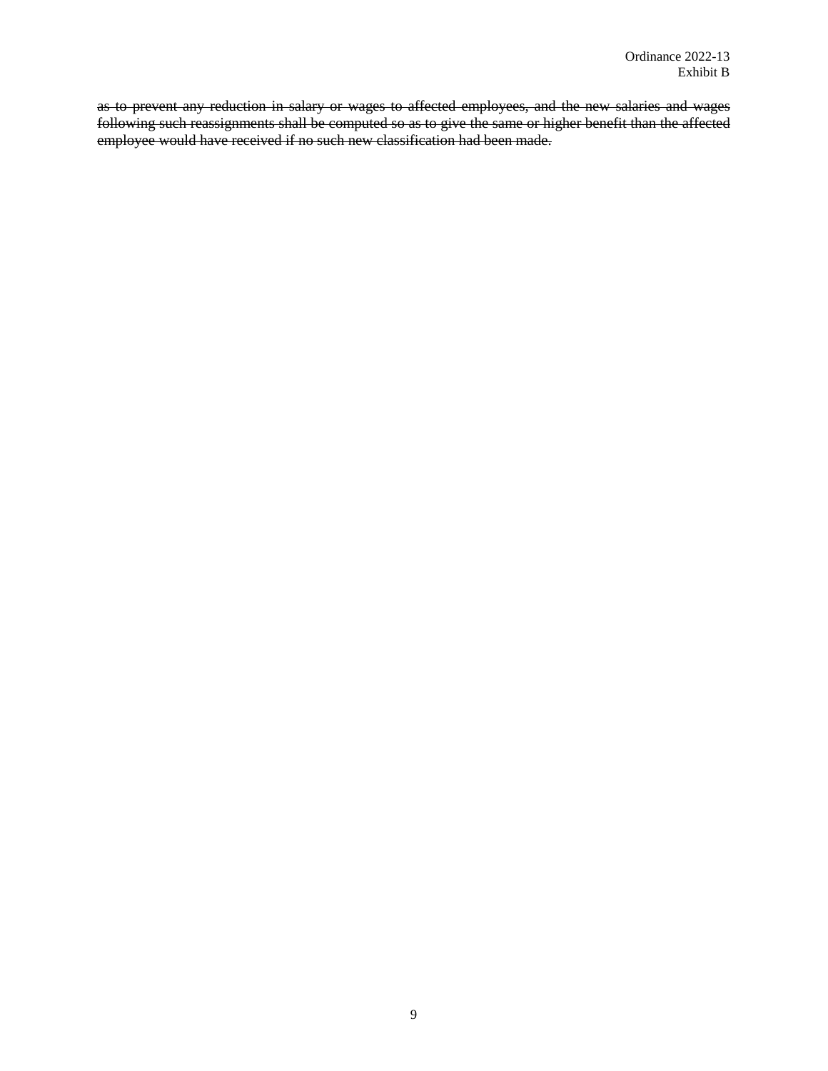~~as to prevent any reduction in salary or wages to affected employees, and the new salaries and wages following such reassignments shall be computed so as to give the same or higher benefit than the affected employee would have received if no such new classification had been made.~~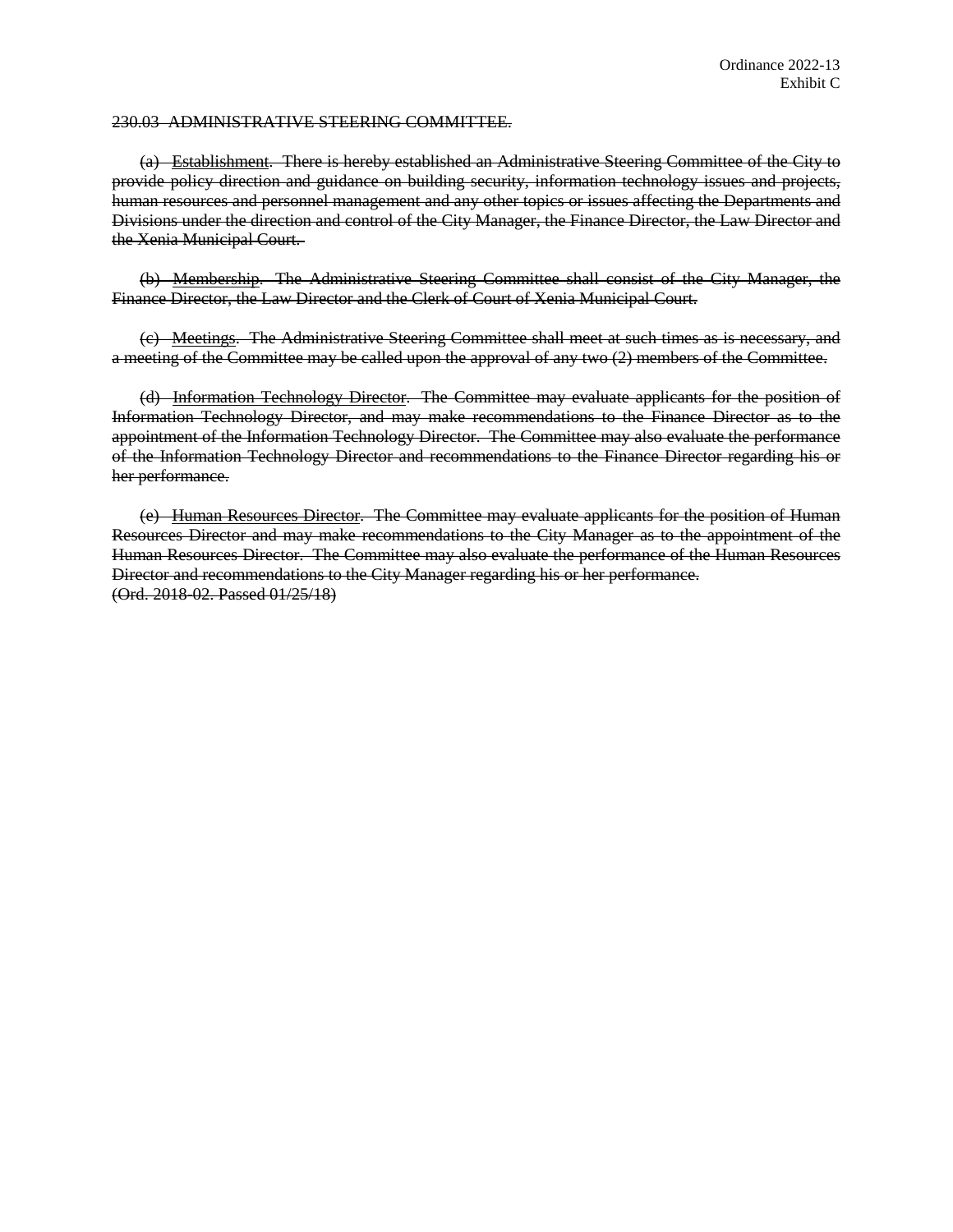Ordinance 2022-13
Exhibit C

~~230.03 ADMINISTRATIVE STEERING COMMITTEE.~~

~~(a) Establishment. There is hereby established an Administrative Steering Committee of the City to provide policy direction and guidance on building security, information technology issues and projects, human resources and personnel management and any other topics or issues affecting the Departments and Divisions under the direction and control of the City Manager, the Finance Director, the Law Director and the Xenia Municipal Court.~~

~~(b) Membership. The Administrative Steering Committee shall consist of the City Manager, the Finance Director, the Law Director and the Clerk of Court of Xenia Municipal Court.~~

~~(c) Meetings. The Administrative Steering Committee shall meet at such times as is necessary, and a meeting of the Committee may be called upon the approval of any two (2) members of the Committee.~~

~~(d) Information Technology Director. The Committee may evaluate applicants for the position of Information Technology Director, and may make recommendations to the Finance Director as to the appointment of the Information Technology Director. The Committee may also evaluate the performance of the Information Technology Director and recommendations to the Finance Director regarding his or her performance.~~

~~(e) Human Resources Director. The Committee may evaluate applicants for the position of Human Resources Director and may make recommendations to the City Manager as to the appointment of the Human Resources Director. The Committee may also evaluate the performance of the Human Resources Director and recommendations to the City Manager regarding his or her performance.~~
~~(Ord. 2018-02. Passed 01/25/18)~~